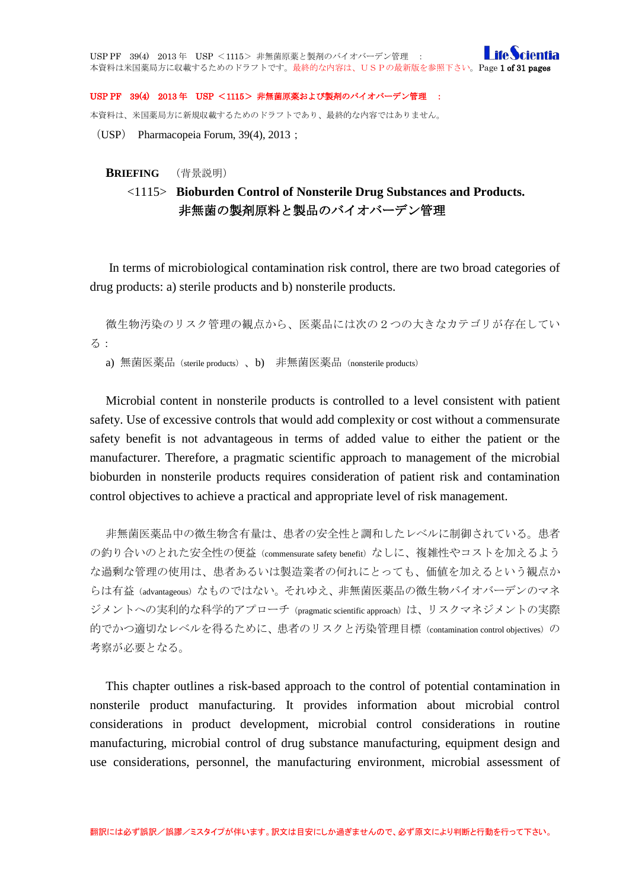**USP PF　39(4)　2013 年　USP ＜1115＞ 非無菌原薬および製剤のバイオバーデン管理　：**

本資料は、米国薬局方に新規収載するためのドラフトであり、最終的な内容ではありません。

（USP）　Pharmacopeia Forum, 39(4), 2013；

## BRIEFING　（背景説明）

### <1115>　Bioburden Control of Nonsterile Drug Substances and Products. 非無菌の製剤原料と製品のバイオバーデン管理

In terms of microbiological contamination risk control, there are two broad categories of drug products: a) sterile products and b) nonsterile products.

微生物汚染のリスク管理の観点から、医薬品には次の２つの大きなカテゴリが存在している：

a)　無菌医薬品（sterile products）、b)　非無菌医薬品（nonsterile products）

Microbial content in nonsterile products is controlled to a level consistent with patient safety. Use of excessive controls that would add complexity or cost without a commensurate safety benefit is not advantageous in terms of added value to either the patient or the manufacturer. Therefore, a pragmatic scientific approach to management of the microbial bioburden in nonsterile products requires consideration of patient risk and contamination control objectives to achieve a practical and appropriate level of risk management.

非無菌医薬品中の微生物含有量は、患者の安全性と調和したレベルに制御されている。患者の釣り合いのとれた安全性の便益（commensurate safety benefit）なしに、複雑性やコストを加えるような過剰な管理の使用は、患者あるいは製造業者の何れにとっても、価値を加えるという観点からは有益（advantageous）なものではない。それゆえ、非無菌医薬品の微生物バイオバーデンのマネジメントへの実利的な科学的アプローチ（pragmatic scientific approach）は、リスクマネジメントの実際的でかつ適切なレベルを得るために、患者のリスクと汚染管理目標（contamination control objectives）の考察が必要となる。

This chapter outlines a risk-based approach to the control of potential contamination in nonsterile product manufacturing. It provides information about microbial control considerations in product development, microbial control considerations in routine manufacturing, microbial control of drug substance manufacturing, equipment design and use considerations, personnel, the manufacturing environment, microbial assessment of

翻訳には必ず誤訳／誤謬／ミスタイプが伴います。訳文は目安にしか過ぎませんので、必ず原文により判断と行動を行って下さい。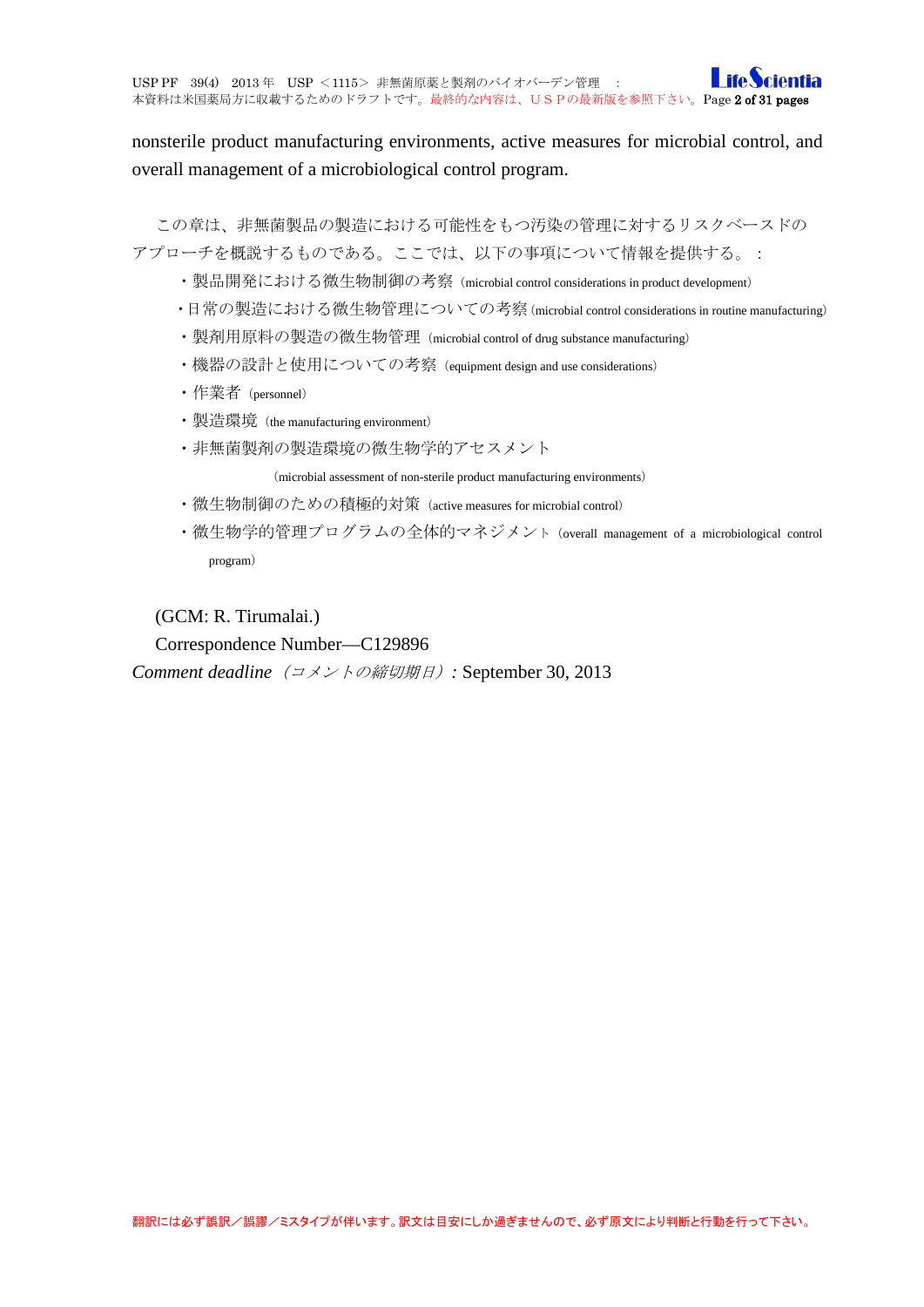nonsterile product manufacturing environments, active measures for microbial control, and overall management of a microbiological control program.

この章は、非無菌製品の製造における可能性をもつ汚染の管理に対するリスクベースドのアプローチを概説するものである。ここでは、以下の事項について情報を提供する。：

- 製品開発における微生物制御の考察（microbial control considerations in product development）
- 日常の製造における微生物管理についての考察（microbial control considerations in routine manufacturing）
- 製剤用原料の製造の微生物管理（microbial control of drug substance manufacturing）
- 機器の設計と使用についての考察（equipment design and use considerations）
- 作業者（personnel）
- 製造環境（the manufacturing environment）
- 非無菌製剤の製造環境の微生物学的アセスメント（microbial assessment of non-sterile product manufacturing environments）
- 微生物制御のための積極的対策（active measures for microbial control）
- 微生物学的管理プログラムの全体的マネジメント（overall management of a microbiological control program）

(GCM: R. Tirumalai.)

Correspondence Number—C129896

*Comment deadline（コメントの締切期日）:* September 30, 2013

翻訳には必ず誤訳／誤謬／ミスタイプが伴います。訳文は目安にしか過ぎませんので、必ず原文により判断と行動を行って下さい。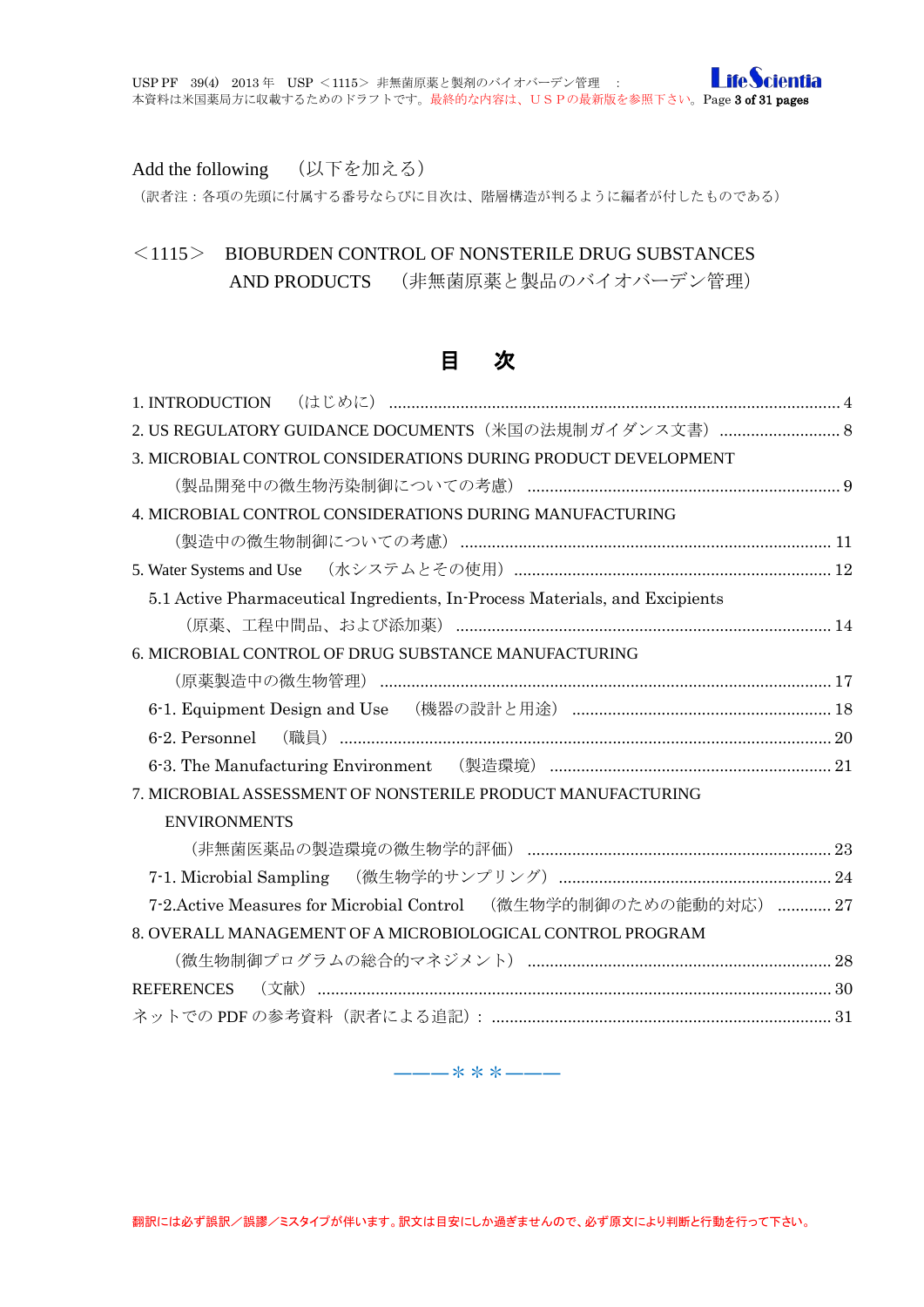Add the following　（以下を加える）

（訳者注：各項の先頭に付属する番号ならびに目次は、階層構造が判るように編者が付したものである）

# ＜1115＞　BIOBURDEN CONTROL OF NONSTERILE DRUG SUBSTANCES AND PRODUCTS　（非無菌原薬と製品のバイオバーデン管理）

## 目　次

1. INTRODUCTION　（はじめに） ........ 4
2. US REGULATORY GUIDANCE DOCUMENTS（米国の法規制ガイダンス文書） ........ 8
3. MICROBIAL CONTROL CONSIDERATIONS DURING PRODUCT DEVELOPMENT
（製品開発中の微生物汚染制御についての考慮） ........ 9
4. MICROBIAL CONTROL CONSIDERATIONS DURING MANUFACTURING
（製造中の微生物制御についての考慮） ........ 11
5. Water Systems and Use　（水システムとその使用） ........ 12
    5.1 Active Pharmaceutical Ingredients, In-Process Materials, and Excipients
    （原薬、工程中間品、および添加薬） ........ 14
6. MICROBIAL CONTROL OF DRUG SUBSTANCE MANUFACTURING
（原薬製造中の微生物管理） ........ 17
    6-1. Equipment Design and Use　（機器の設計と用途） ........ 18
    6-2. Personnel　（職員） ........ 20
    6-3. The Manufacturing Environment　（製造環境） ........ 21
7. MICROBIAL ASSESSMENT OF NONSTERILE PRODUCT MANUFACTURING ENVIRONMENTS
（非無菌医薬品の製造環境の微生物学的評価） ........ 23
    7-1. Microbial Sampling　（微生物学的サンプリング） ........ 24
    7-2.Active Measures for Microbial Control　（微生物学的制御のための能動的対応） ........ 27
8. OVERALL MANAGEMENT OF A MICROBIOLOGICAL CONTROL PROGRAM
（微生物制御プログラムの総合的マネジメント） ........ 28

REFERENCES　（文献） ........ 30

ネットでの PDF の参考資料（訳者による追記）： ........ 31

―――＊＊＊―――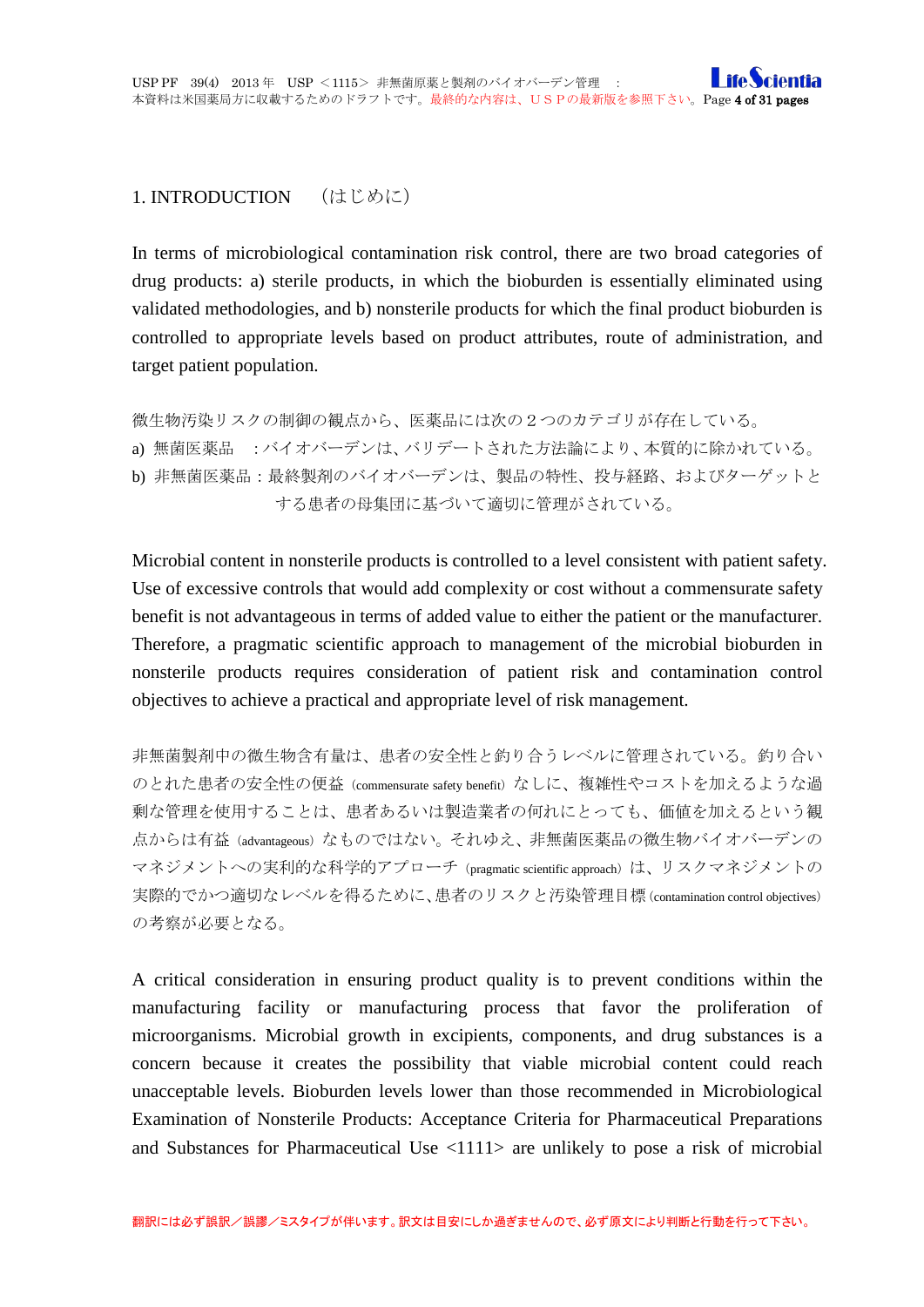## 1. INTRODUCTION　（はじめに）

In terms of microbiological contamination risk control, there are two broad categories of drug products: a) sterile products, in which the bioburden is essentially eliminated using validated methodologies, and b) nonsterile products for which the final product bioburden is controlled to appropriate levels based on product attributes, route of administration, and target patient population.

微生物汚染リスクの制御の観点から、医薬品には次の２つのカテゴリが存在している。

a) 無菌医薬品　：バイオバーデンは、バリデートされた方法論により、本質的に除かれている。

b) 非無菌医薬品：最終製剤のバイオバーデンは、製品の特性、投与経路、およびターゲットとする患者の母集団に基づいて適切に管理がされている。

Microbial content in nonsterile products is controlled to a level consistent with patient safety. Use of excessive controls that would add complexity or cost without a commensurate safety benefit is not advantageous in terms of added value to either the patient or the manufacturer. Therefore, a pragmatic scientific approach to management of the microbial bioburden in nonsterile products requires consideration of patient risk and contamination control objectives to achieve a practical and appropriate level of risk management.

非無菌製剤中の微生物含有量は、患者の安全性と釣り合うレベルに管理されている。釣り合いのとれた患者の安全性の便益（commensurate safety benefit）なしに、複雑性やコストを加えるような過剰な管理を使用することは、患者あるいは製造業者の何れにとっても、価値を加えるという観点からは有益（advantageous）なものではない。それゆえ、非無菌医薬品の微生物バイオバーデンのマネジメントへの実利的な科学的アプローチ（pragmatic scientific approach）は、リスクマネジメントの実際的でかつ適切なレベルを得るために、患者のリスクと汚染管理目標（contamination control objectives）の考察が必要となる。

A critical consideration in ensuring product quality is to prevent conditions within the manufacturing facility or manufacturing process that favor the proliferation of microorganisms. Microbial growth in excipients, components, and drug substances is a concern because it creates the possibility that viable microbial content could reach unacceptable levels. Bioburden levels lower than those recommended in Microbiological Examination of Nonsterile Products: Acceptance Criteria for Pharmaceutical Preparations and Substances for Pharmaceutical Use <1111> are unlikely to pose a risk of microbial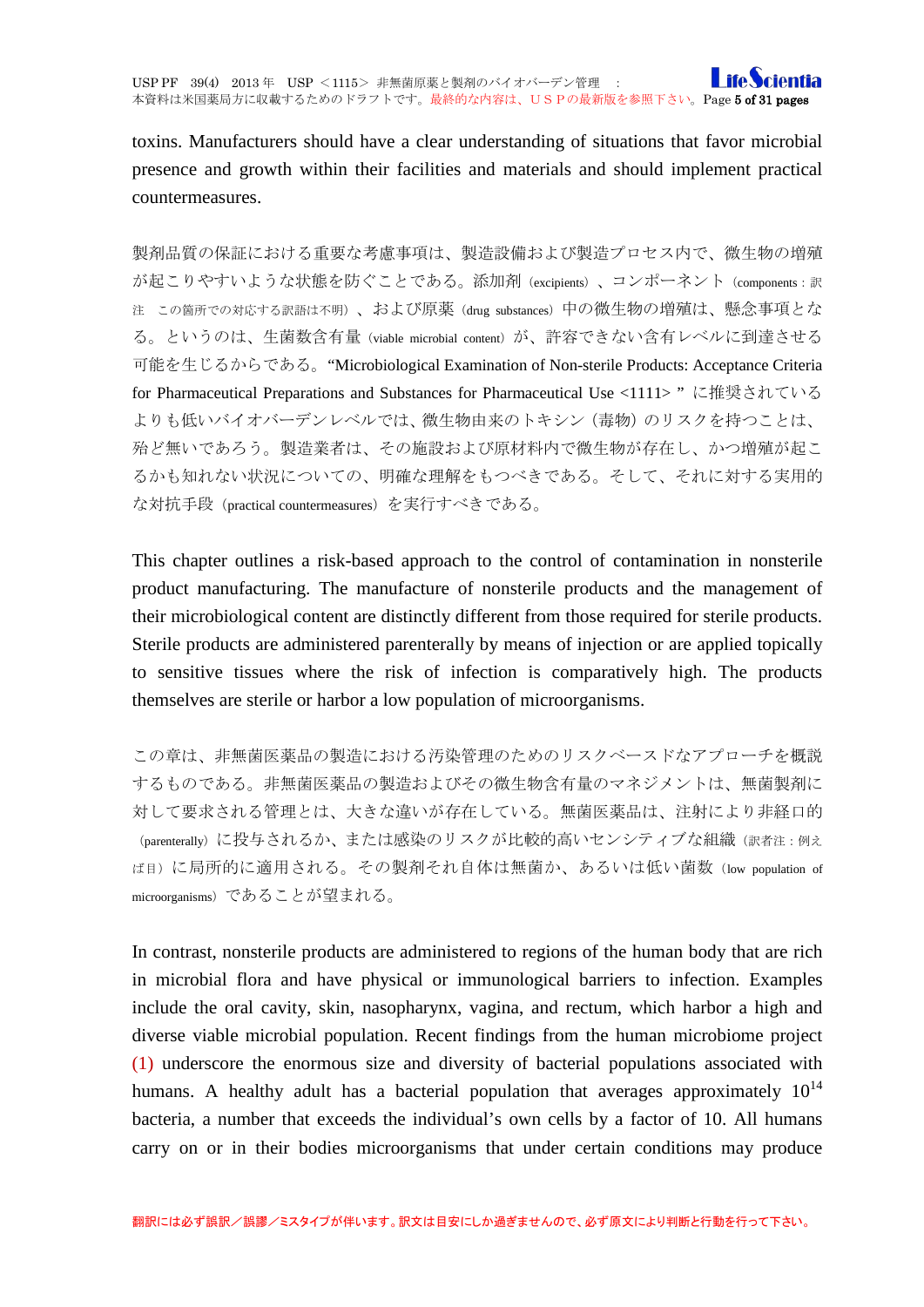toxins. Manufacturers should have a clear understanding of situations that favor microbial presence and growth within their facilities and materials and should implement practical countermeasures.

製剤品質の保証における重要な考慮事項は、製造設備および製造プロセス内で、微生物の増殖が起こりやすいような状態を防ぐことである。添加剤（excipients）、コンポーネント（components：訳注　この箇所での対応する訳語は不明）、および原薬（drug substances）中の微生物の増殖は、懸念事項となる。というのは、生菌数含有量（viable microbial content）が、許容できない含有レベルに到達させる可能性を生じるからである。“Microbiological Examination of Non-sterile Products: Acceptance Criteria for Pharmaceutical Preparations and Substances for Pharmaceutical Use <1111> ” に推奨されているよりも低いバイオバーデンレベルでは、微生物由来のトキシン（毒物）のリスクを持つことは、殆ど無いであろう。製造業者は、その施設および原材料内で微生物が存在し、かつ増殖が起こるかも知れない状況についての、明確な理解をもつべきである。そして、それに対する実用的な対抗手段（practical countermeasures）を実行すべきである。

This chapter outlines a risk-based approach to the control of contamination in nonsterile product manufacturing. The manufacture of nonsterile products and the management of their microbiological content are distinctly different from those required for sterile products. Sterile products are administered parenterally by means of injection or are applied topically to sensitive tissues where the risk of infection is comparatively high. The products themselves are sterile or harbor a low population of microorganisms.

この章は、非無菌医薬品の製造における汚染管理のためのリスクベースドなアプローチを概説するものである。非無菌医薬品の製造およびその微生物含有量のマネジメントは、無菌製剤に対して要求される管理とは、大きな違いが存在している。無菌医薬品は、注射により非経口的（parenterally）に投与されるか、または感染のリスクが比較的高いセンシティブな組織（訳者注：例えば目）に局所的に適用される。その製剤それ自体は無菌か、あるいは低い菌数（low population of microorganisms）であることが望まれる。

In contrast, nonsterile products are administered to regions of the human body that are rich in microbial flora and have physical or immunological barriers to infection. Examples include the oral cavity, skin, nasopharynx, vagina, and rectum, which harbor a high and diverse viable microbial population. Recent findings from the human microbiome project (1) underscore the enormous size and diversity of bacterial populations associated with humans. A healthy adult has a bacterial population that averages approximately $10^{14}$ bacteria, a number that exceeds the individual’s own cells by a factor of 10. All humans carry on or in their bodies microorganisms that under certain conditions may produce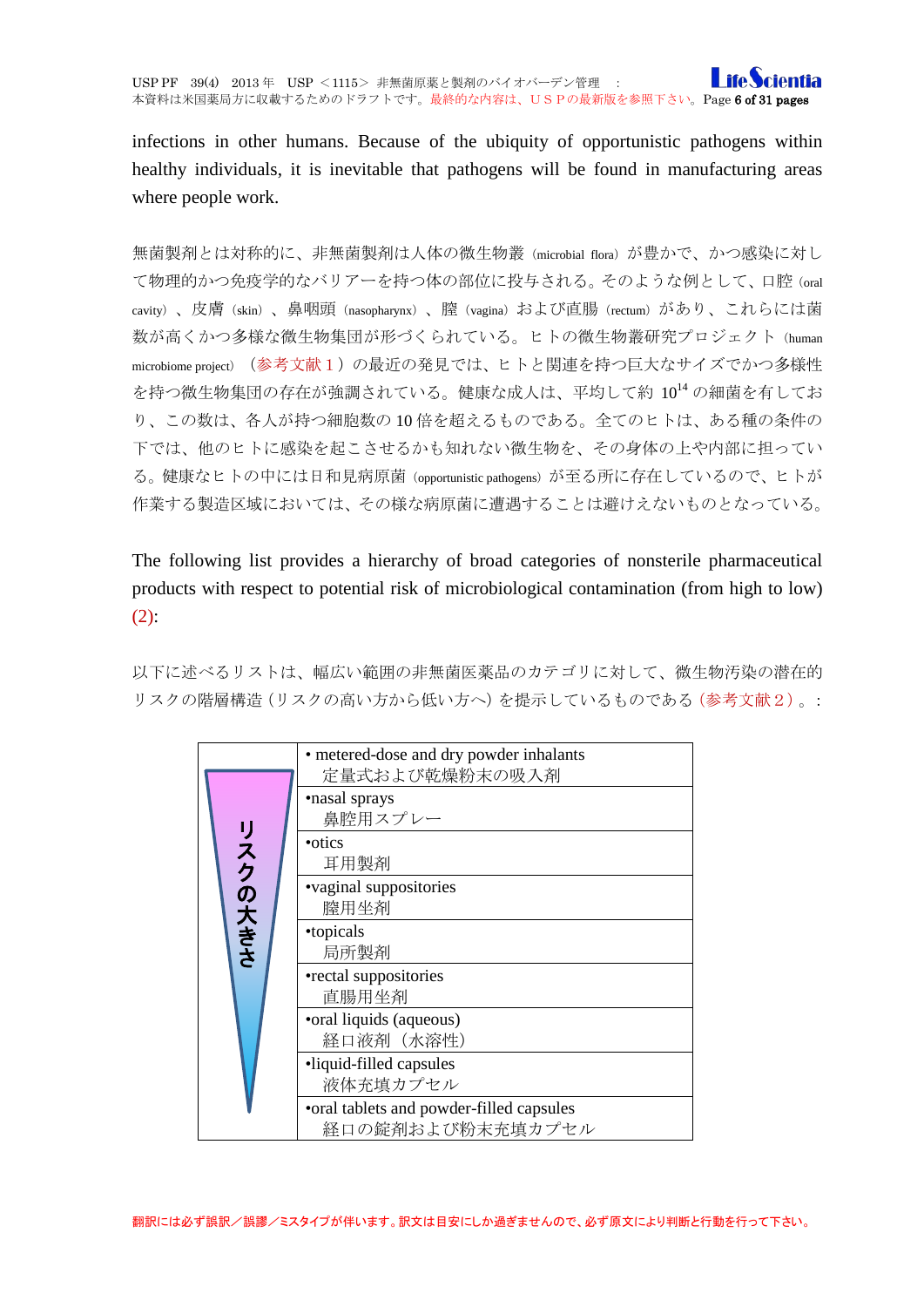infections in other humans. Because of the ubiquity of opportunistic pathogens within healthy individuals, it is inevitable that pathogens will be found in manufacturing areas where people work.

無菌製剤とは対称的に、非無菌製剤は人体の微生物叢（microbial flora）が豊かで、かつ感染に対して物理的かつ免疫学的なバリアーを持つ体の部位に投与される。そのような例として、口腔（oral cavity）、皮膚（skin）、鼻咽頭（nasopharynx）、膣（vagina）および直腸（rectum）があり、これらには菌数が高くかつ多様な微生物集団が形づくられている。ヒトの微生物叢研究プロジェクト（human microbiome project）（参考文献１）の最近の発見では、ヒトと関連を持つ巨大なサイズでかつ多様性を持つ微生物集団の存在が強調されている。健康な成人は、平均して約 $10^{14}$ の細菌を有しており、この数は、各人が持つ細胞数の 10 倍を超えるものである。全てのヒトは、ある種の条件の下では、他のヒトに感染を起こさせるかも知れない微生物を、その身体の上や内部に担っている。健康なヒトの中には日和見病原菌（opportunistic pathogens）が至る所に存在しているので、ヒトが作業する製造区域においては、その様な病原菌に遭遇することは避けえないものとなっている。

The following list provides a hierarchy of broad categories of nonsterile pharmaceutical products with respect to potential risk of microbiological contamination (from high to low) (2):

以下に述べるリストは、幅広い範囲の非無菌医薬品のカテゴリに対して、微生物汚染の潜在的リスクの階層構造（リスクの高い方から低い方へ）を提示しているものである（参考文献２）。:

| リスクの大きさ | |
|---|---|
| | • metered-dose and dry powder inhalants<br>定量式および乾燥粉末の吸入剤 |
| | •nasal sprays<br>鼻腔用スプレー |
| | •otics<br>耳用製剤 |
| | •vaginal suppositories<br>膣用坐剤 |
| | •topicals<br>局所製剤 |
| | •rectal suppositories<br>直腸用坐剤 |
| | •oral liquids (aqueous)<br>経口液剤（水溶性） |
| | •liquid-filled capsules<br>液体充填カプセル |
| | •oral tablets and powder-filled capsules<br>経口の錠剤および粉末充填カプセル |

翻訳には必ず誤訳／誤謬／ミスタイプが伴います。訳文は目安にしか過ぎませんので、必ず原文により判断と行動を行って下さい。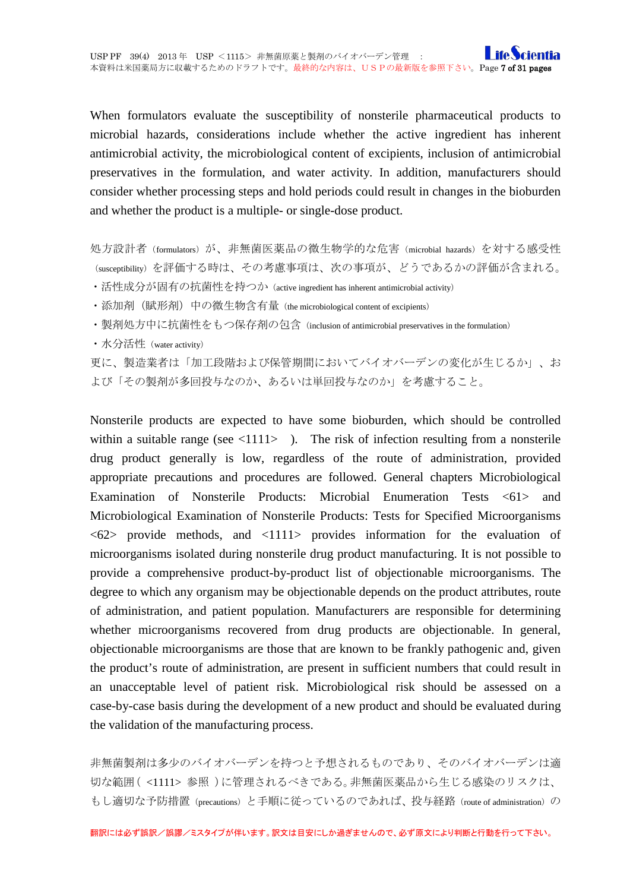When formulators evaluate the susceptibility of nonsterile pharmaceutical products to microbial hazards, considerations include whether the active ingredient has inherent antimicrobial activity, the microbiological content of excipients, inclusion of antimicrobial preservatives in the formulation, and water activity. In addition, manufacturers should consider whether processing steps and hold periods could result in changes in the bioburden and whether the product is a multiple- or single-dose product.

処方設計者（formulators）が、非無菌医薬品の微生物学的な危害（microbial hazards）を対する感受性（susceptibility）を評価する時は、その考慮事項は、次の事項が、どうであるかの評価が含まれる。

- 活性成分が固有の抗菌性を持つか（active ingredient has inherent antimicrobial activity）
- 添加剤（賦形剤）中の微生物含有量（the microbiological content of excipients）
- 製剤処方中に抗菌性をもつ保存剤の包含（inclusion of antimicrobial preservatives in the formulation）
- 水分活性（water activity）

更に、製造業者は「加工段階および保管期間においてバイオバーデンの変化が生じるか」、および「その製剤が多回投与なのか、あるいは単回投与なのか」を考慮すること。

Nonsterile products are expected to have some bioburden, which should be controlled within a suitable range (see <1111> ). The risk of infection resulting from a nonsterile drug product generally is low, regardless of the route of administration, provided appropriate precautions and procedures are followed. General chapters Microbiological Examination of Nonsterile Products: Microbial Enumeration Tests <61> and Microbiological Examination of Nonsterile Products: Tests for Specified Microorganisms <62> provide methods, and <1111> provides information for the evaluation of microorganisms isolated during nonsterile drug product manufacturing. It is not possible to provide a comprehensive product-by-product list of objectionable microorganisms. The degree to which any organism may be objectionable depends on the product attributes, route of administration, and patient population. Manufacturers are responsible for determining whether microorganisms recovered from drug products are objectionable. In general, objectionable microorganisms are those that are known to be frankly pathogenic and, given the product's route of administration, are present in sufficient numbers that could result in an unacceptable level of patient risk. Microbiological risk should be assessed on a case-by-case basis during the development of a new product and should be evaluated during the validation of the manufacturing process.

非無菌製剤は多少のバイオバーデンを持つと予想されるものであり、そのバイオバーデンは適切な範囲（ <1111> 参照 ）に管理されるべきである。非無菌医薬品から生じる感染のリスクは、もし適切な予防措置（precautions）と手順に従っているのであれば、投与経路（route of administration）の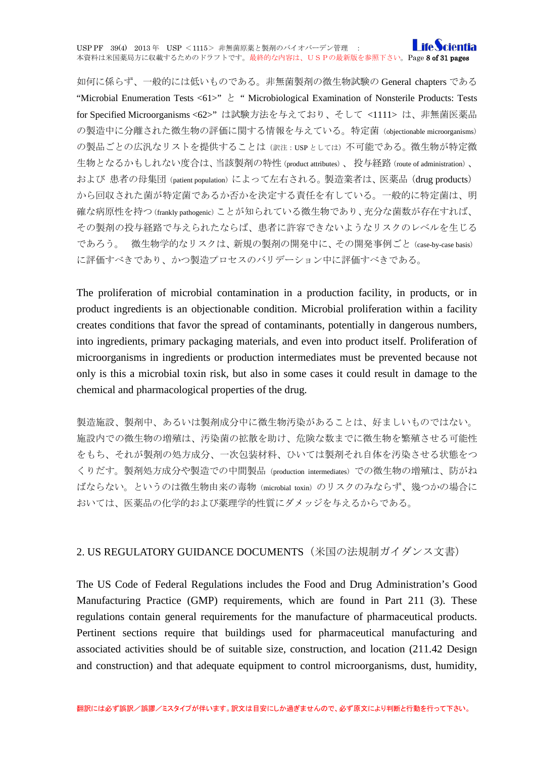如何に係らず、一般的には低いものである。非無菌製剤の微生物試験の General chapters である "Microbial Enumeration Tests <61>" と " Microbiological Examination of Nonsterile Products: Tests for Specified Microorganisms <62>" は試験方法を与えており、そして <1111> は、非無菌医薬品の製造中に分離された微生物の評価に関する情報を与えている。特定菌（objectionable microorganisms）の製品ごとの広汎なリストを提供することは（訳注：USP としては）不可能である。微生物が特定微生物となるかもしれない度合は、当該製剤の特性（product attributes）、投与経路（route of administration）、および 患者の母集団（patient population）によって左右される。製造業者は、医薬品（drug products）から回収された菌が特定菌であるか否かを決定する責任を有している。一般的に特定菌は、明確な病原性を持つ（frankly pathogenic）ことが知られている微生物であり、充分な菌数が存在すれば、その製剤の投与経路で与えられたならば、患者に許容できないようなリスクのレベルを生じるであろう。　微生物学的なリスクは、新規の製剤の開発中に、その開発事例ごと（case-by-case basis）に評価すべきであり、かつ製造プロセスのバリデーション中に評価すべきである。

The proliferation of microbial contamination in a production facility, in products, or in product ingredients is an objectionable condition. Microbial proliferation within a facility creates conditions that favor the spread of contaminants, potentially in dangerous numbers, into ingredients, primary packaging materials, and even into product itself. Proliferation of microorganisms in ingredients or production intermediates must be prevented because not only is this a microbial toxin risk, but also in some cases it could result in damage to the chemical and pharmacological properties of the drug.

製造施設、製剤中、あるいは製剤成分中に微生物汚染があることは、好ましいものではない。施設内での微生物の増殖は、汚染菌の拡散を助け、危険な数までに微生物を繁殖させる可能性をもち、それが製剤の処方成分、一次包装材料、ひいては製剤それ自体を汚染させる状態をつくりだす。製剤処方成分や製造での中間製品（production intermediates）での微生物の増殖は、防がねばならない。というのは微生物由来の毒物（microbial toxin）のリスクのみならず、幾つかの場合においては、医薬品の化学的および薬理学的性質にダメッジを与えるからである。

## 2. US REGULATORY GUIDANCE DOCUMENTS（米国の法規制ガイダンス文書）

The US Code of Federal Regulations includes the Food and Drug Administration's Good Manufacturing Practice (GMP) requirements, which are found in Part 211 (3). These regulations contain general requirements for the manufacture of pharmaceutical products. Pertinent sections require that buildings used for pharmaceutical manufacturing and associated activities should be of suitable size, construction, and location (211.42 Design and construction) and that adequate equipment to control microorganisms, dust, humidity,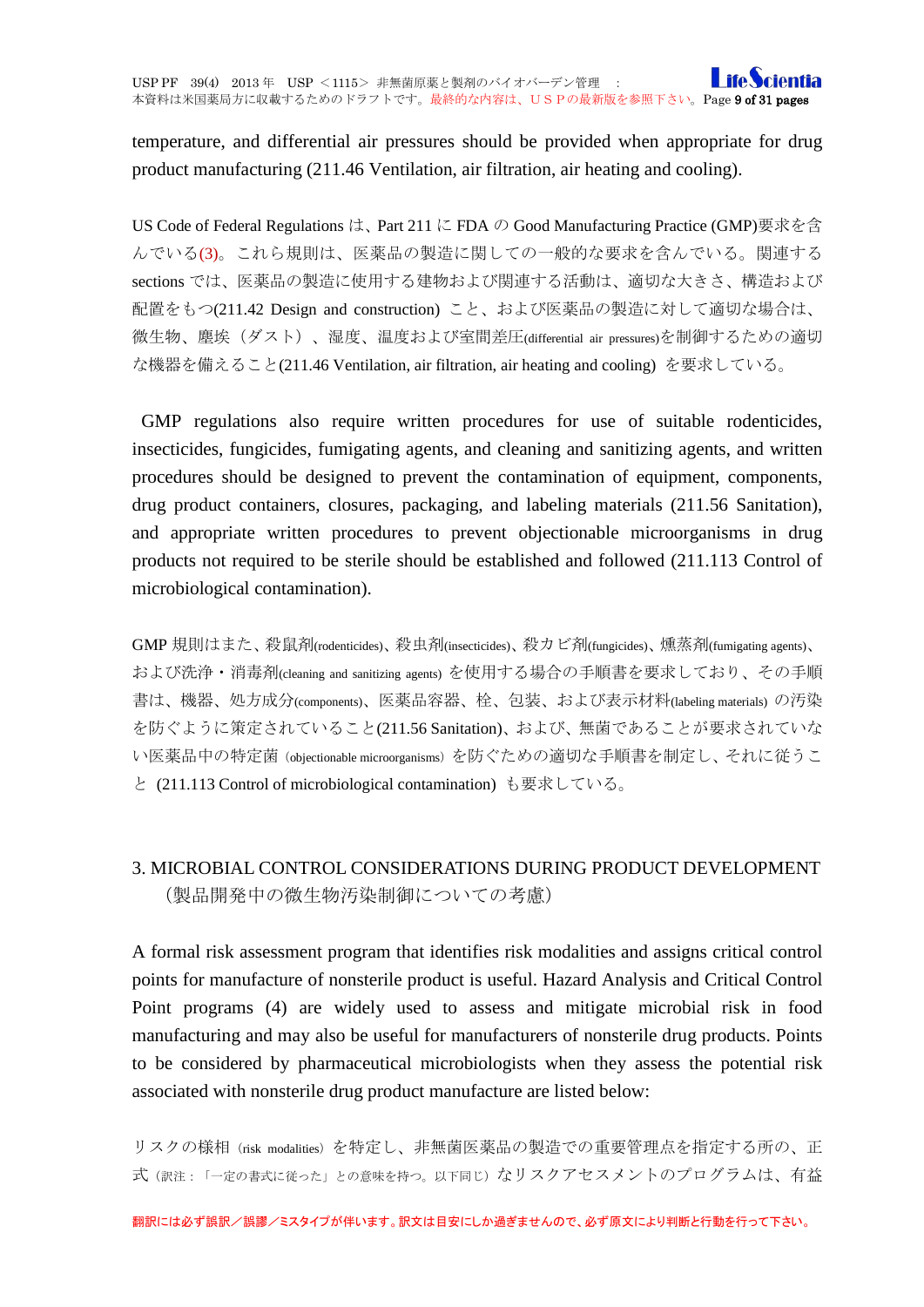temperature, and differential air pressures should be provided when appropriate for drug product manufacturing (211.46 Ventilation, air filtration, air heating and cooling).

US Code of Federal Regulations は、Part 211 に FDA の Good Manufacturing Practice (GMP)要求を含んでいる(3)。これら規則は、医薬品の製造に関しての一般的な要求を含んでいる。関連する sections では、医薬品の製造に使用する建物および関連する活動は、適切な大きさ、構造および配置をもつ(211.42 Design and construction) こと、および医薬品の製造に対して適切な場合は、微生物、塵埃（ダスト）、湿度、温度および室間差圧(differential air pressures)を制御するための適切な機器を備えること(211.46 Ventilation, air filtration, air heating and cooling) を要求している。

GMP regulations also require written procedures for use of suitable rodenticides, insecticides, fungicides, fumigating agents, and cleaning and sanitizing agents, and written procedures should be designed to prevent the contamination of equipment, components, drug product containers, closures, packaging, and labeling materials (211.56 Sanitation), and appropriate written procedures to prevent objectionable microorganisms in drug products not required to be sterile should be established and followed (211.113 Control of microbiological contamination).

GMP 規則はまた、殺鼠剤(rodenticides)、殺虫剤(insecticides)、殺カビ剤(fungicides)、燻蒸剤(fumigating agents)、および洗浄・消毒剤(cleaning and sanitizing agents) を使用する場合の手順書を要求しており、その手順書は、機器、処方成分(components)、医薬品容器、栓、包装、および表示材料(labeling materials) の汚染を防ぐように策定されていること(211.56 Sanitation)、および、無菌であることが要求されていない医薬品中の特定菌（objectionable microorganisms）を防ぐための適切な手順書を制定し、それに従うこと (211.113 Control of microbiological contamination) も要求している。

## 3. MICROBIAL CONTROL CONSIDERATIONS DURING PRODUCT DEVELOPMENT
（製品開発中の微生物汚染制御についての考慮）

A formal risk assessment program that identifies risk modalities and assigns critical control points for manufacture of nonsterile product is useful. Hazard Analysis and Critical Control Point programs (4) are widely used to assess and mitigate microbial risk in food manufacturing and may also be useful for manufacturers of nonsterile drug products. Points to be considered by pharmaceutical microbiologists when they assess the potential risk associated with nonsterile drug product manufacture are listed below:

リスクの様相（risk modalities）を特定し、非無菌医薬品の製造での重要管理点を指定する所の、正式（訳注：「一定の書式に従った」との意味を持つ。以下同じ）なリスクアセスメントのプログラムは、有益

翻訳には必ず誤訳／誤謬／ミスタイプが伴います。訳文は目安にしか過ぎませんので、必ず原文により判断と行動を行って下さい。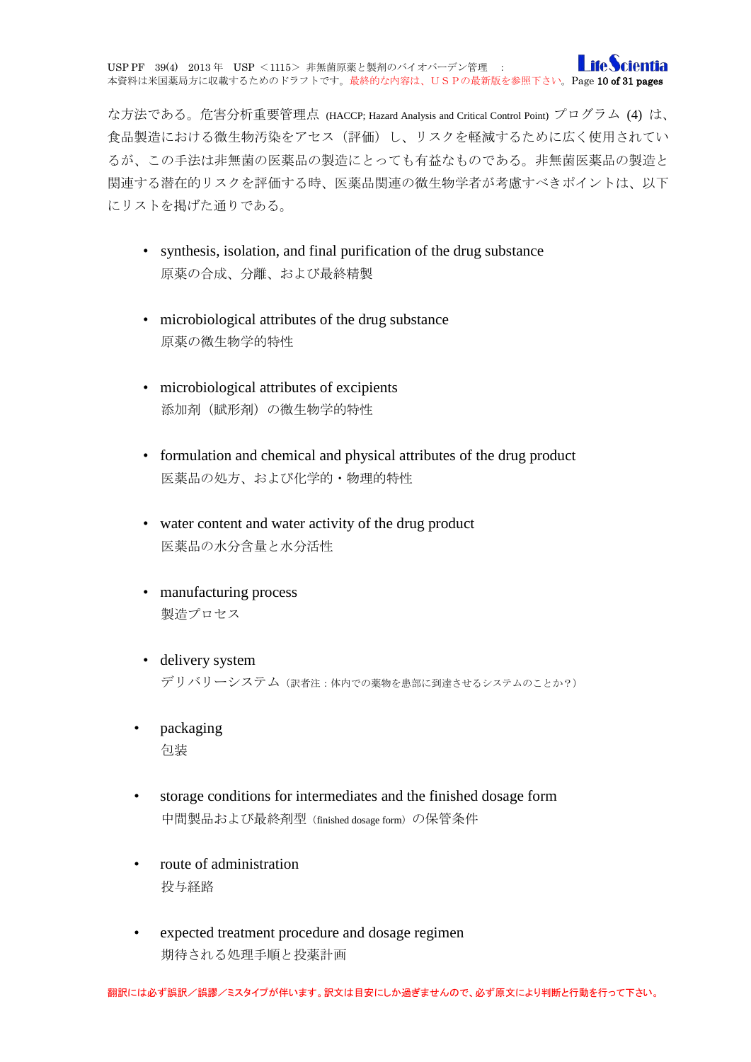な方法である。危害分析重要管理点 (HACCP; Hazard Analysis and Critical Control Point) プログラム (4) は、食品製造における微生物汚染をアセス（評価）し、リスクを軽減するために広く使用されているが、この手法は非無菌の医薬品の製造にとっても有益なものである。非無菌医薬品の製造と関連する潜在的リスクを評価する時、医薬品関連の微生物学者が考慮すべきポイントは、以下にリストを掲げた通りである。

- synthesis, isolation, and final purification of the drug substance
  原薬の合成、分離、および最終精製

- microbiological attributes of the drug substance
  原薬の微生物学的特性

- microbiological attributes of excipients
  添加剤（賦形剤）の微生物学的特性

- formulation and chemical and physical attributes of the drug product
  医薬品の処方、および化学的・物理的特性

- water content and water activity of the drug product
  医薬品の水分含量と水分活性

- manufacturing process
  製造プロセス

- delivery system
  デリバリーシステム（訳者注：体内での薬物を患部に到達させるシステムのことか？）

- packaging
  包装

- storage conditions for intermediates and the finished dosage form
  中間製品および最終剤型（finished dosage form）の保管条件

- route of administration
  投与経路

- expected treatment procedure and dosage regimen
  期待される処理手順と投薬計画

翻訳には必ず誤訳／誤謬／ミスタイプが伴います。訳文は目安にしか過ぎませんので、必ず原文により判断と行動を行って下さい。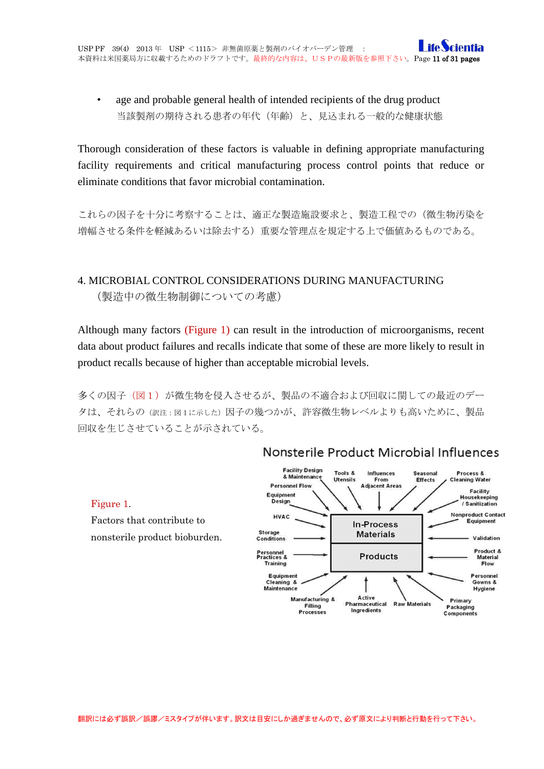- age and probable general health of intended recipients of the drug product
  当該製剤の期待される患者の年代（年齢）と、見込まれる一般的な健康状態

Thorough consideration of these factors is valuable in defining appropriate manufacturing facility requirements and critical manufacturing process control points that reduce or eliminate conditions that favor microbial contamination.

これらの因子を十分に考察することは、適正な製造施設要求と、製造工程での（微生物汚染を増幅させる条件を軽減あるいは除去する）重要な管理点を規定する上で価値あるものである。

## 4. MICROBIAL CONTROL CONSIDERATIONS DURING MANUFACTURING

（製造中の微生物制御についての考慮）

Although many factors (Figure 1) can result in the introduction of microorganisms, recent data about product failures and recalls indicate that some of these are more likely to result in product recalls because of higher than acceptable microbial levels.

多くの因子（図１）が微生物を侵入させるが、製品の不適合および回収に関しての最近のデータは、それらの（訳注：図１に示した）因子の幾つかが、許容微生物レベルよりも高いために、製品回収を生じさせていることが示されている。

**Nonsterile Product Microbial Influences**

Facility Design & Maintenance / Tools & Utensils / Influences From Adjacent Areas / Seasonal Effects / Process & Cleaning Water / Personnel Flow / Equipment Design / Facility Housekeeping / Sanitization / HVAC / Nonproduct Contact Equipment / Storage Conditions / Validation / Personnel Practices & Training / Product & Material Flow / Equipment Cleaning & Maintenance / Personnel Gowns & Hygiene / Manufacturing & Filling Processes / Active Pharmaceutical Ingredients / Raw Materials / Primary Packaging Components

In-Process Materials

Products

Figure 1.
Factors that contribute to nonsterile product bioburden.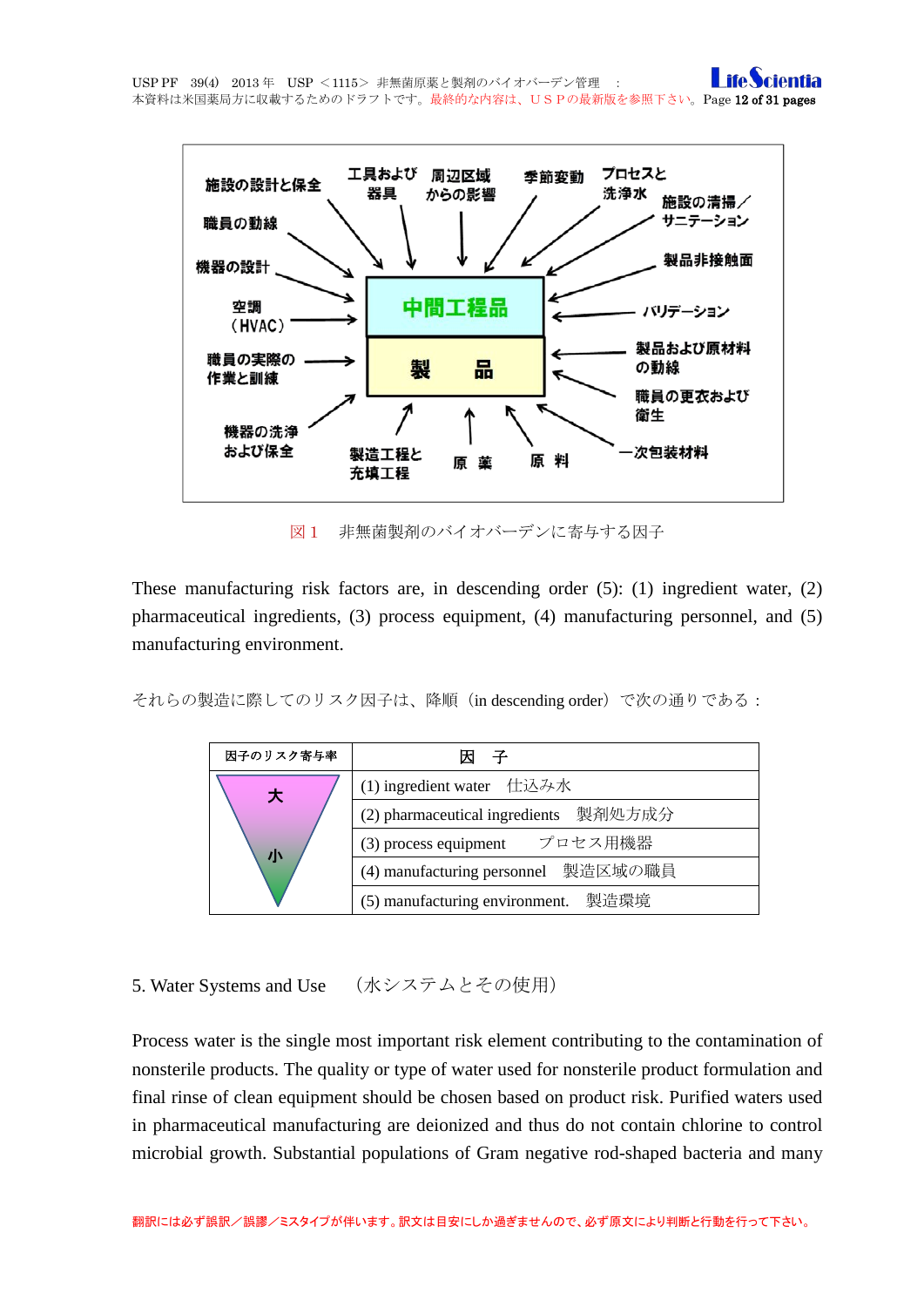施設の設計と保全
職員の動線
機器の設計
空調（HVAC）
職員の実際の作業と訓練
機器の洗浄および保全
工具および器具
周辺区域からの影響
季節変動
プロセスと洗浄水
施設の清掃／サニテーション
製品非接触面
バリデーション
製品および原材料の動線
職員の更衣および衛生
一次包装材料
製造工程と充填工程
原　薬
原　料
中間工程品
製　品

図１　非無菌製剤のバイオバーデンに寄与する因子

These manufacturing risk factors are, in descending order (5): (1) ingredient water, (2) pharmaceutical ingredients, (3) process equipment, (4) manufacturing personnel, and (5) manufacturing environment.

それらの製造に際してのリスク因子は、降順（in descending order）で次の通りである：

| 因子のリスク寄与率 | 因　子 |
|---|---|
| 大 | (1) ingredient water　仕込み水 |
| | (2) pharmaceutical ingredients　製剤処方成分 |
| | (3) process equipment　プロセス用機器 |
| 小 | (4) manufacturing personnel　製造区域の職員 |
| | (5) manufacturing environment.　製造環境 |

## 5. Water Systems and Use　（水システムとその使用）

Process water is the single most important risk element contributing to the contamination of nonsterile products. The quality or type of water used for nonsterile product formulation and final rinse of clean equipment should be chosen based on product risk. Purified waters used in pharmaceutical manufacturing are deionized and thus do not contain chlorine to control microbial growth. Substantial populations of Gram negative rod-shaped bacteria and many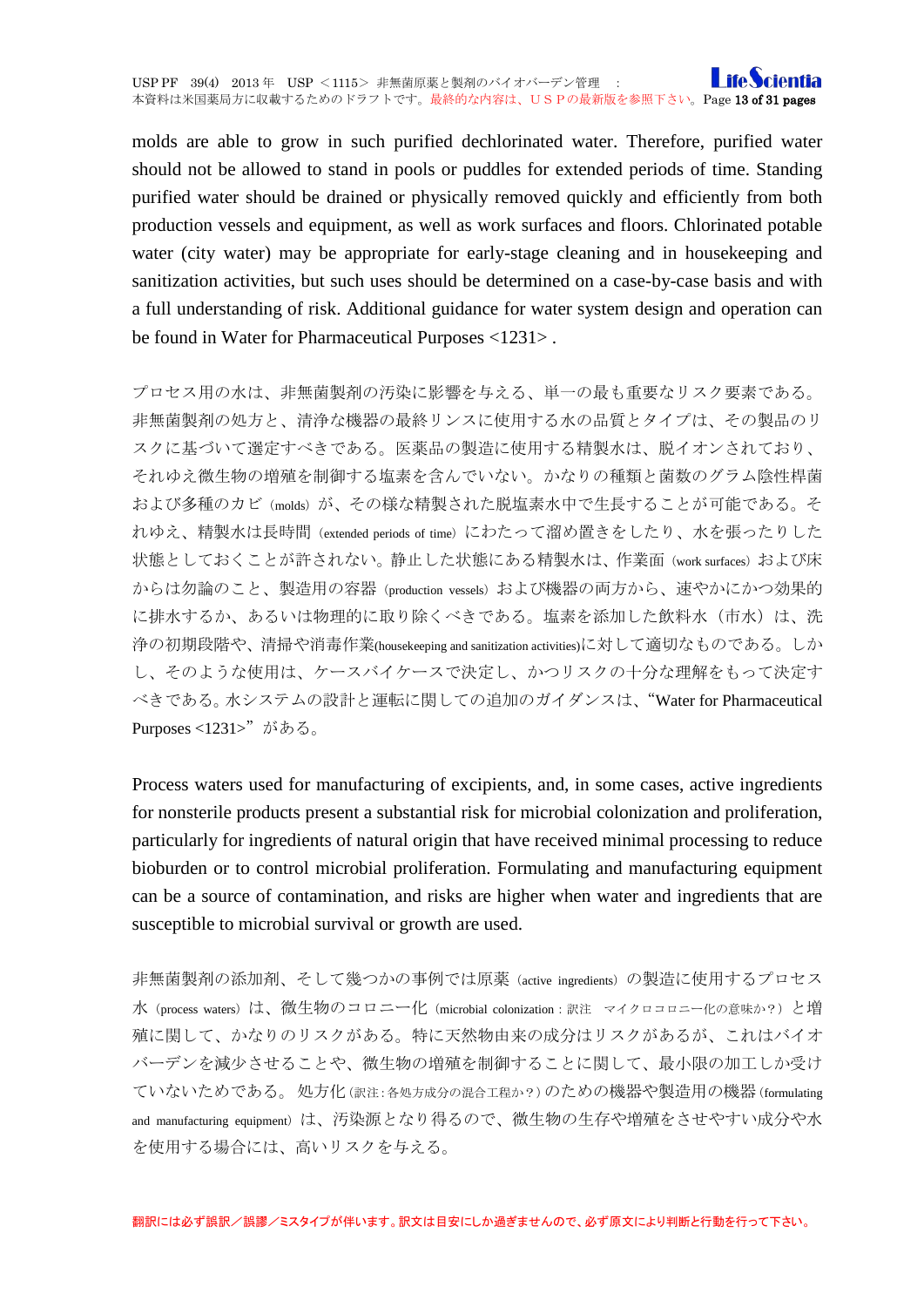molds are able to grow in such purified dechlorinated water. Therefore, purified water should not be allowed to stand in pools or puddles for extended periods of time. Standing purified water should be drained or physically removed quickly and efficiently from both production vessels and equipment, as well as work surfaces and floors. Chlorinated potable water (city water) may be appropriate for early-stage cleaning and in housekeeping and sanitization activities, but such uses should be determined on a case-by-case basis and with a full understanding of risk. Additional guidance for water system design and operation can be found in Water for Pharmaceutical Purposes <1231> .

プロセス用の水は、非無菌製剤の汚染に影響を与える、単一の最も重要なリスク要素である。非無菌製剤の処方と、清浄な機器の最終リンスに使用する水の品質とタイプは、その製品のリスクに基づいて選定すべきである。医薬品の製造に使用する精製水は、脱イオンされており、それゆえ微生物の増殖を制御する塩素を含んでいない。かなりの種類と菌数のグラム陰性桿菌および多種のカビ（molds）が、その様な精製された脱塩素水中で生長することが可能である。それゆえ、精製水は長時間（extended periods of time）にわたって溜め置きをしたり、水を張ったりした状態としておくことが許されない。静止した状態にある精製水は、作業面（work surfaces）および床からは勿論のこと、製造用の容器（production vessels）および機器の両方から、速やかにかつ効果的に排水するか、あるいは物理的に取り除くべきである。塩素を添加した飲料水（市水）は、洗浄の初期段階や、清掃や消毒作業(housekeeping and sanitization activities)に対して適切なものである。しかし、そのような使用は、ケースバイケースで決定し、かつリスクの十分な理解をもって決定すべきである。水システムの設計と運転に関しての追加のガイダンスは、"Water for Pharmaceutical Purposes <1231>" がある。

Process waters used for manufacturing of excipients, and, in some cases, active ingredients for nonsterile products present a substantial risk for microbial colonization and proliferation, particularly for ingredients of natural origin that have received minimal processing to reduce bioburden or to control microbial proliferation. Formulating and manufacturing equipment can be a source of contamination, and risks are higher when water and ingredients that are susceptible to microbial survival or growth are used.

非無菌製剤の添加剤、そして幾つかの事例では原薬（active ingredients）の製造に使用するプロセス水（process waters）は、微生物のコロニー化（microbial colonization：訳注　マイクロコロニー化の意味か？）と増殖に関して、かなりのリスクがある。特に天然物由来の成分はリスクがあるが、これはバイオバーデンを減少させることや、微生物の増殖を制御することに関して、最小限の加工しか受けていないためである。 処方化（訳注：各処方成分の混合工程か？）のための機器や製造用の機器（formulating and manufacturing equipment）は、汚染源となり得るので、微生物の生存や増殖をさせやすい成分や水を使用する場合には、高いリスクを与える。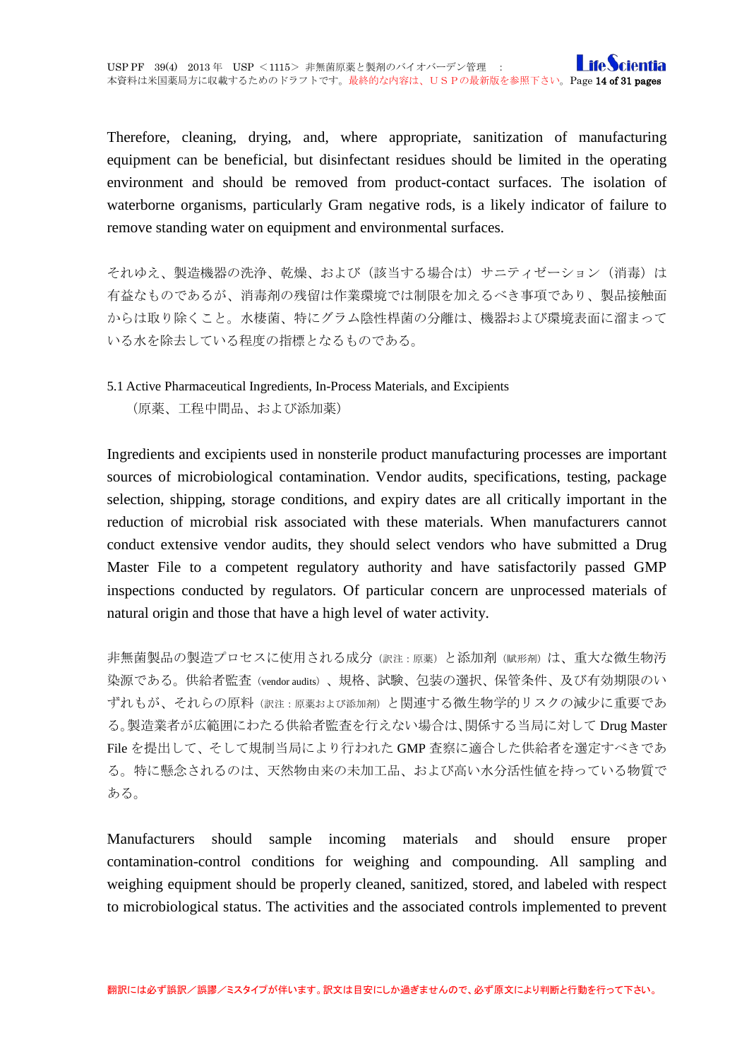Therefore, cleaning, drying, and, where appropriate, sanitization of manufacturing equipment can be beneficial, but disinfectant residues should be limited in the operating environment and should be removed from product-contact surfaces. The isolation of waterborne organisms, particularly Gram negative rods, is a likely indicator of failure to remove standing water on equipment and environmental surfaces.

それゆえ、製造機器の洗浄、乾燥、および（該当する場合は）サニティゼーション（消毒）は有益なものであるが、消毒剤の残留は作業環境では制限を加えるべき事項であり、製品接触面からは取り除くこと。水棲菌、特にグラム陰性桿菌の分離は、機器および環境表面に溜まっている水を除去している程度の指標となるものである。

### 5.1 Active Pharmaceutical Ingredients, In-Process Materials, and Excipients

（原薬、工程中間品、および添加薬）

Ingredients and excipients used in nonsterile product manufacturing processes are important sources of microbiological contamination. Vendor audits, specifications, testing, package selection, shipping, storage conditions, and expiry dates are all critically important in the reduction of microbial risk associated with these materials. When manufacturers cannot conduct extensive vendor audits, they should select vendors who have submitted a Drug Master File to a competent regulatory authority and have satisfactorily passed GMP inspections conducted by regulators. Of particular concern are unprocessed materials of natural origin and those that have a high level of water activity.

非無菌製品の製造プロセスに使用される成分（訳注：原薬）と添加剤（賦形剤）は、重大な微生物汚染源である。供給者監査（vendor audits）、規格、試験、包装の選択、保管条件、及び有効期限のいずれもが、それらの原料（訳注：原薬および添加剤）と関連する微生物学的リスクの減少に重要である。製造業者が広範囲にわたる供給者監査を行えない場合は、関係する当局に対して Drug Master File を提出して、そして規制当局により行われた GMP 査察に適合した供給者を選定すべきである。特に懸念されるのは、天然物由来の未加工品、および高い水分活性値を持っている物質である。

Manufacturers should sample incoming materials and should ensure proper contamination-control conditions for weighing and compounding. All sampling and weighing equipment should be properly cleaned, sanitized, stored, and labeled with respect to microbiological status. The activities and the associated controls implemented to prevent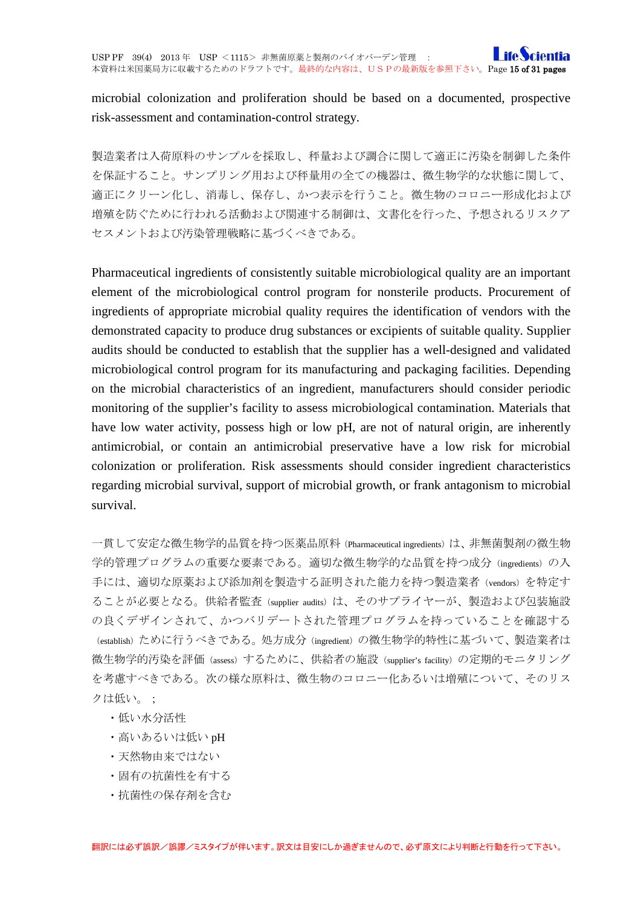microbial colonization and proliferation should be based on a documented, prospective risk-assessment and contamination-control strategy.

製造業者は入荷原料のサンプルを採取し、秤量および調合に関して適正に汚染を制御した条件を保証すること。サンプリング用および秤量用の全ての機器は、微生物学的な状態に関して、適正にクリーン化し、消毒し、保存し、かつ表示を行うこと。微生物のコロニー形成化および増殖を防ぐために行われる活動および関連する制御は、文書化を行った、予想されるリスクアセスメントおよび汚染管理戦略に基づくべきである。

Pharmaceutical ingredients of consistently suitable microbiological quality are an important element of the microbiological control program for nonsterile products. Procurement of ingredients of appropriate microbial quality requires the identification of vendors with the demonstrated capacity to produce drug substances or excipients of suitable quality. Supplier audits should be conducted to establish that the supplier has a well-designed and validated microbiological control program for its manufacturing and packaging facilities. Depending on the microbial characteristics of an ingredient, manufacturers should consider periodic monitoring of the supplier's facility to assess microbiological contamination. Materials that have low water activity, possess high or low pH, are not of natural origin, are inherently antimicrobial, or contain an antimicrobial preservative have a low risk for microbial colonization or proliferation. Risk assessments should consider ingredient characteristics regarding microbial survival, support of microbial growth, or frank antagonism to microbial survival.

一貫して安定な微生物学的品質を持つ医薬品原料（Pharmaceutical ingredients）は、非無菌製剤の微生物学的管理プログラムの重要な要素である。適切な微生物学的な品質を持つ成分（ingredients）の入手には、適切な原薬および添加剤を製造する証明された能力を持つ製造業者（vendors）を特定することが必要となる。供給者監査（supplier audits）は、そのサプライヤーが、製造および包装施設の良くデザインされて、かつバリデートされた管理プログラムを持っていることを確認する（establish）ために行うべきである。処方成分（ingredient）の微生物学的特性に基づいて、製造業者は微生物学的汚染を評価（assess）するために、供給者の施設（supplier's facility）の定期的モニタリングを考慮すべきである。次の様な原料は、微生物のコロニー化あるいは増殖について、そのリスクは低い。；

- 低い水分活性
- 高いあるいは低い pH
- 天然物由来ではない
- 固有の抗菌性を有する
- 抗菌性の保存剤を含む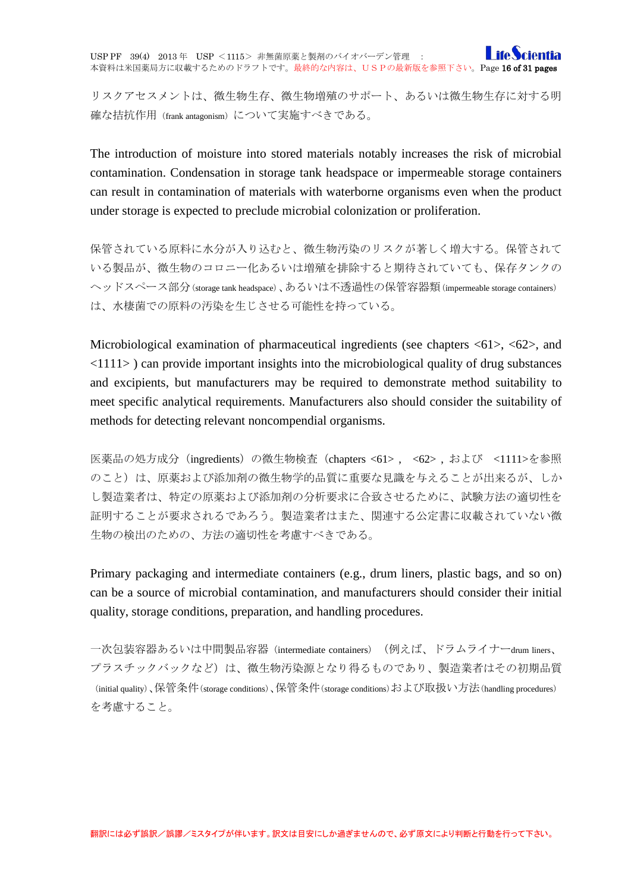リスクアセスメントは、微生物生存、微生物増殖のサポート、あるいは微生物生存に対する明確な拮抗作用（frank antagonism）について実施すべきである。

The introduction of moisture into stored materials notably increases the risk of microbial contamination. Condensation in storage tank headspace or impermeable storage containers can result in contamination of materials with waterborne organisms even when the product under storage is expected to preclude microbial colonization or proliferation.

保管されている原料に水分が入り込むと、微生物汚染のリスクが著しく増大する。保管されている製品が、微生物のコロニー化あるいは増殖を排除すると期待されていても、保存タンクのヘッドスペース部分（storage tank headspace）、あるいは不透過性の保管容器類（impermeable storage containers）は、水棲菌での原料の汚染を生じさせる可能性を持っている。

Microbiological examination of pharmaceutical ingredients (see chapters <61>, <62>, and <1111> ) can provide important insights into the microbiological quality of drug substances and excipients, but manufacturers may be required to demonstrate method suitability to meet specific analytical requirements. Manufacturers also should consider the suitability of methods for detecting relevant noncompendial organisms.

医薬品の処方成分（ingredients）の微生物検査（chapters <61>， <62>，および <1111>を参照のこと）は、原薬および添加剤の微生物学的品質に重要な見識を与えることが出来るが、しかし製造業者は、特定の原薬および添加剤の分析要求に合致させるために、試験方法の適切性を証明することが要求されるであろう。製造業者はまた、関連する公定書に収載されていない微生物の検出のための、方法の適切性を考慮すべきである。

Primary packaging and intermediate containers (e.g., drum liners, plastic bags, and so on) can be a source of microbial contamination, and manufacturers should consider their initial quality, storage conditions, preparation, and handling procedures.

一次包装容器あるいは中間製品容器（intermediate containers）（例えば、ドラムライナーdrum liners、プラスチックバックなど）は、微生物汚染源となり得るものであり、製造業者はその初期品質（initial quality）、保管条件（storage conditions）、保管条件（storage conditions）および取扱い方法（handling procedures）を考慮すること。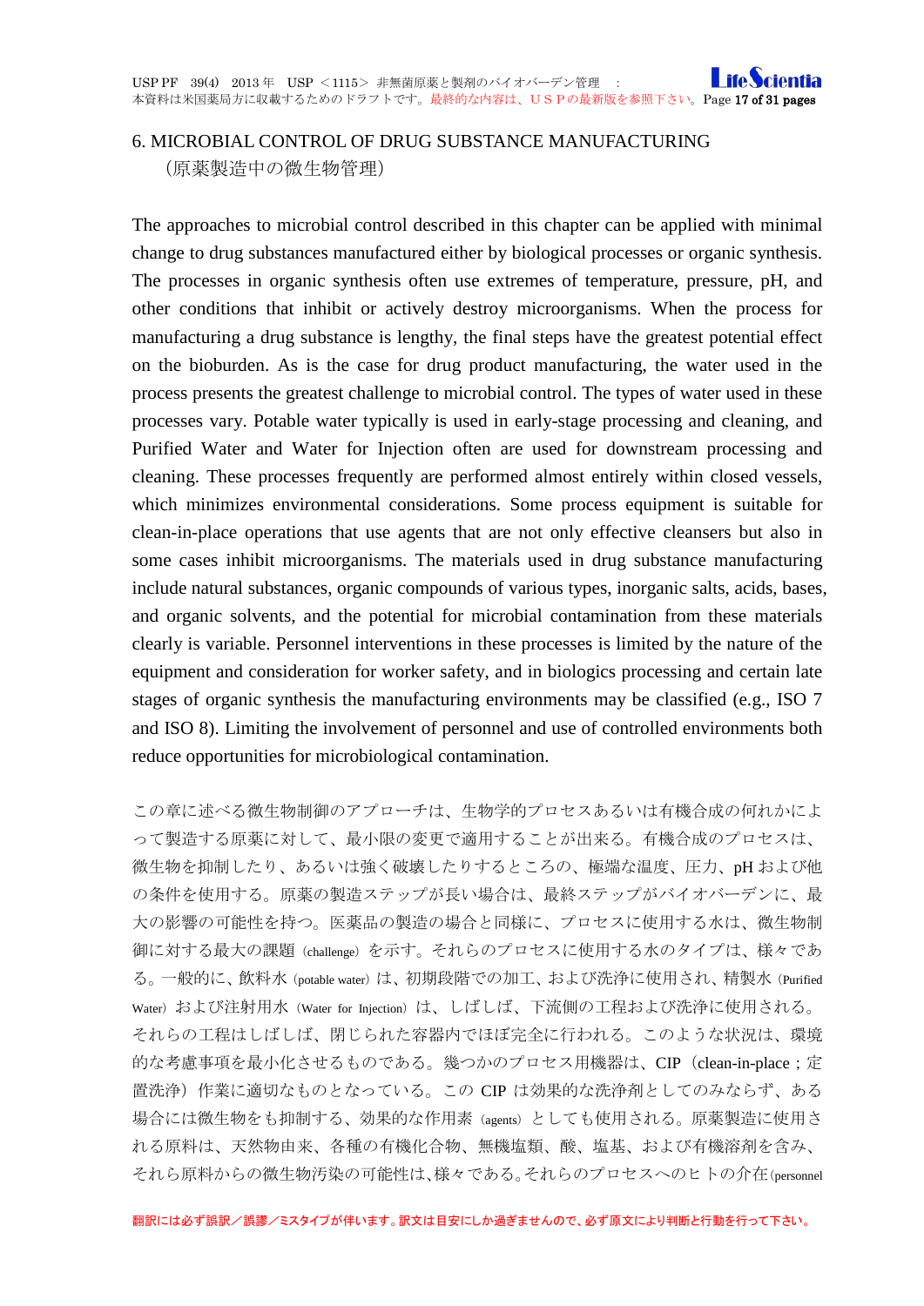## 6. MICROBIAL CONTROL OF DRUG SUBSTANCE MANUFACTURING
（原薬製造中の微生物管理）

The approaches to microbial control described in this chapter can be applied with minimal change to drug substances manufactured either by biological processes or organic synthesis. The processes in organic synthesis often use extremes of temperature, pressure, pH, and other conditions that inhibit or actively destroy microorganisms. When the process for manufacturing a drug substance is lengthy, the final steps have the greatest potential effect on the bioburden. As is the case for drug product manufacturing, the water used in the process presents the greatest challenge to microbial control. The types of water used in these processes vary. Potable water typically is used in early-stage processing and cleaning, and Purified Water and Water for Injection often are used for downstream processing and cleaning. These processes frequently are performed almost entirely within closed vessels, which minimizes environmental considerations. Some process equipment is suitable for clean-in-place operations that use agents that are not only effective cleansers but also in some cases inhibit microorganisms. The materials used in drug substance manufacturing include natural substances, organic compounds of various types, inorganic salts, acids, bases, and organic solvents, and the potential for microbial contamination from these materials clearly is variable. Personnel interventions in these processes is limited by the nature of the equipment and consideration for worker safety, and in biologics processing and certain late stages of organic synthesis the manufacturing environments may be classified (e.g., ISO 7 and ISO 8). Limiting the involvement of personnel and use of controlled environments both reduce opportunities for microbiological contamination.

この章に述べる微生物制御のアプローチは、生物学的プロセスあるいは有機合成の何れかによって製造する原薬に対して、最小限の変更で適用することが出来る。有機合成のプロセスは、微生物を抑制したり、あるいは強く破壊したりするところの、極端な温度、圧力、pH および他の条件を使用する。原薬の製造ステップが長い場合は、最終ステップがバイオバーデンに、最大の影響の可能性を持つ。医薬品の製造の場合と同様に、プロセスに使用する水は、微生物制御に対する最大の課題（challenge）を示す。それらのプロセスに使用する水のタイプは、様々である。一般的に、飲料水（potable water）は、初期段階での加工、および洗浄に使用され、精製水（Purified Water）および注射用水（Water for Injection）は、しばしば、下流側の工程および洗浄に使用される。それらの工程はしばしば、閉じられた容器内でほぼ完全に行われる。このような状況は、環境的な考慮事項を最小化させるものである。幾つかのプロセス用機器は、CIP（clean-in-place；定置洗浄）作業に適切なものとなっている。この CIP は効果的な洗浄剤としてのみならず、ある場合には微生物をも抑制する、効果的な作用素（agents）としても使用される。原薬製造に使用される原料は、天然物由来、各種の有機化合物、無機塩類、酸、塩基、および有機溶剤を含み、それら原料からの微生物汚染の可能性は、様々である。それらのプロセスへのヒトの介在（personnel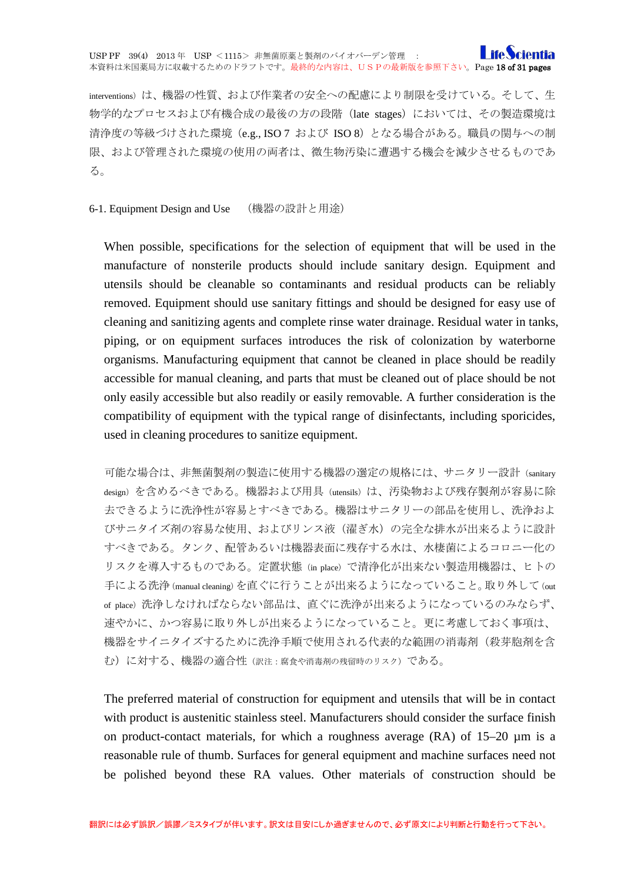interventions）は、機器の性質、および作業者の安全への配慮により制限を受けている。そして、生物学的なプロセスおよび有機合成の最後の方の段階（late stages）においては、その製造環境は清浄度の等級づけされた環境（e.g., ISO 7 および ISO 8）となる場合がある。職員の関与への制限、および管理された環境の使用の両者は、微生物汚染に遭遇する機会を減少させるものである。

## 6-1. Equipment Design and Use　（機器の設計と用途）

When possible, specifications for the selection of equipment that will be used in the manufacture of nonsterile products should include sanitary design. Equipment and utensils should be cleanable so contaminants and residual products can be reliably removed. Equipment should use sanitary fittings and should be designed for easy use of cleaning and sanitizing agents and complete rinse water drainage. Residual water in tanks, piping, or on equipment surfaces introduces the risk of colonization by waterborne organisms. Manufacturing equipment that cannot be cleaned in place should be readily accessible for manual cleaning, and parts that must be cleaned out of place should be not only easily accessible but also readily or easily removable. A further consideration is the compatibility of equipment with the typical range of disinfectants, including sporicides, used in cleaning procedures to sanitize equipment.

可能な場合は、非無菌製剤の製造に使用する機器の選定の規格には、サニタリー設計（sanitary design）を含めるべきである。機器および用具（utensils）は、汚染物および残存製剤が容易に除去できるように洗浄性が容易とすべきである。機器はサニタリーの部品を使用し、洗浄およびサニタイズ剤の容易な使用、およびリンス液（濯ぎ水）の完全な排水が出来るように設計すべきである。タンク、配管あるいは機器表面に残存する水は、水棲菌によるコロニー化のリスクを導入するものである。定置状態（in place）で清浄化が出来ない製造用機器は、ヒトの手による洗浄（manual cleaning）を直ぐに行うことが出来るようになっていること。取り外して（out of place）洗浄しなければならない部品は、直ぐに洗浄が出来るようになっているのみならず、速やかに、かつ容易に取り外しが出来るようになっていること。更に考慮しておく事項は、機器をサイニタイズするために洗浄手順で使用される代表的な範囲の消毒剤（殺芽胞剤を含む）に対する、機器の適合性（訳注：腐食や消毒剤の残留時のリスク）である。

The preferred material of construction for equipment and utensils that will be in contact with product is austenitic stainless steel. Manufacturers should consider the surface finish on product-contact materials, for which a roughness average (RA) of 15–20 µm is a reasonable rule of thumb. Surfaces for general equipment and machine surfaces need not be polished beyond these RA values. Other materials of construction should be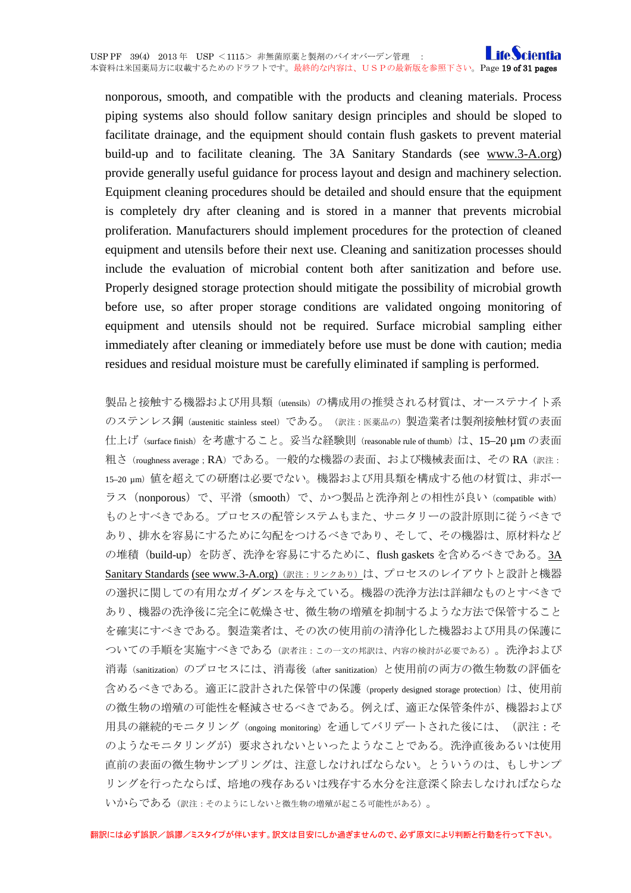nonporous, smooth, and compatible with the products and cleaning materials. Process piping systems also should follow sanitary design principles and should be sloped to facilitate drainage, and the equipment should contain flush gaskets to prevent material build-up and to facilitate cleaning. The 3A Sanitary Standards (see www.3-A.org) provide generally useful guidance for process layout and design and machinery selection. Equipment cleaning procedures should be detailed and should ensure that the equipment is completely dry after cleaning and is stored in a manner that prevents microbial proliferation. Manufacturers should implement procedures for the protection of cleaned equipment and utensils before their next use. Cleaning and sanitization processes should include the evaluation of microbial content both after sanitization and before use. Properly designed storage protection should mitigate the possibility of microbial growth before use, so after proper storage conditions are validated ongoing monitoring of equipment and utensils should not be required. Surface microbial sampling either immediately after cleaning or immediately before use must be done with caution; media residues and residual moisture must be carefully eliminated if sampling is performed.

製品と接触する機器および用具類（utensils）の構成用の推奨される材質は、オーステナイト系のステンレス鋼（austenitic stainless steel）である。（訳注：医薬品の）製造業者は製剤接触材質の表面仕上げ（surface finish）を考慮すること。妥当な経験則（reasonable rule of thumb）は、15–20 µm の表面粗さ（roughness average ; RA）である。一般的な機器の表面、および機械表面は、その RA（訳注：15–20 µm）値を超えての研磨は必要でない。機器および用具類を構成する他の材質は、非ポーラス（nonporous）で、平滑（smooth）で、かつ製品と洗浄剤との相性が良い（compatible with）ものとすべきである。プロセスの配管システムもまた、サニタリーの設計原則に従うべきであり、排水を容易にするために勾配をつけるべきであり、そして、その機器は、原材料などの堆積（build-up）を防ぎ、洗浄を容易にするために、flush gaskets を含めるべきである。3A Sanitary Standards (see www.3-A.org)（訳注：リンクあり）は、プロセスのレイアウトと設計と機器の選択に関しての有用なガイダンスを与えている。機器の洗浄方法は詳細なものとすべきであり、機器の洗浄後に完全に乾燥させ、微生物の増殖を抑制するような方法で保管することを確実にすべきである。製造業者は、その次の使用前の清浄化した機器および用具の保護についての手順を実施すべきである（訳者注：この一文の邦訳は、内容の検討が必要である）。洗浄および消毒（sanitization）のプロセスには、消毒後（after sanitization）と使用前の両方の微生物数の評価を含めるべきである。適正に設計された保管中の保護（properly designed storage protection）は、使用前の微生物の増殖の可能性を軽減させるべきである。例えば、適正な保管条件が、機器および用具の継続的モニタリング（ongoing monitoring）を通してバリデートされた後には、（訳注：そのようなモニタリングが）要求されないといったようなことである。洗浄直後あるいは使用直前の表面の微生物サンプリングは、注意しなければならない。というのは、もしサンプリングを行ったならば、培地の残存あるいは残存する水分を注意深く除去しなければならないからである（訳注：そのようにしないと微生物の増殖が起こる可能性がある）。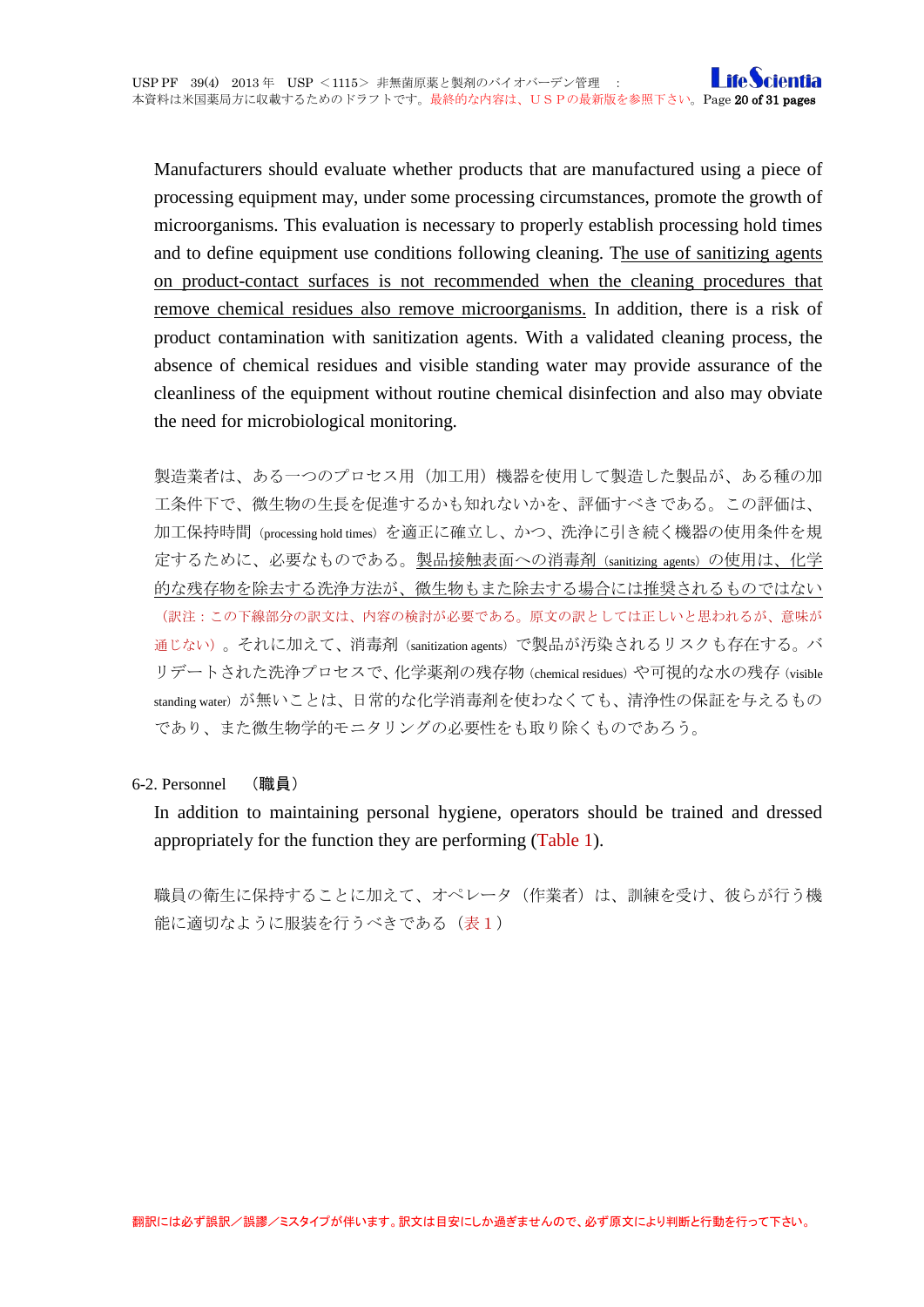Manufacturers should evaluate whether products that are manufactured using a piece of processing equipment may, under some processing circumstances, promote the growth of microorganisms. This evaluation is necessary to properly establish processing hold times and to define equipment use conditions following cleaning. <u>The use of sanitizing agents on product-contact surfaces is not recommended when the cleaning procedures that remove chemical residues also remove microorganisms.</u> In addition, there is a risk of product contamination with sanitization agents. With a validated cleaning process, the absence of chemical residues and visible standing water may provide assurance of the cleanliness of the equipment without routine chemical disinfection and also may obviate the need for microbiological monitoring.

製造業者は、ある一つのプロセス用（加工用）機器を使用して製造した製品が、ある種の加工条件下で、微生物の生長を促進するかも知れないかを、評価すべきである。この評価は、加工保持時間（processing hold times）を適正に確立し、かつ、洗浄に引き続く機器の使用条件を規定するために、必要なものである。<u>製品接触表面への消毒剤（sanitizing agents）の使用は、化学的な残存物を除去する洗浄方法が、微生物もまた除去する場合には推奨されるものではない</u>（訳注：この下線部分の訳文は、内容の検討が必要である。原文の訳としては正しいと思われるが、意味が通じない）。それに加えて、消毒剤（sanitization agents）で製品が汚染されるリスクも存在する。バリデートされた洗浄プロセスで、化学薬剤の残存物（chemical residues）や可視的な水の残存（visible standing water）が無いことは、日常的な化学消毒剤を使わなくても、清浄性の保証を与えるものであり、また微生物学的モニタリングの必要性をも取り除くものであろう。

## 6-2. Personnel （職員）

In addition to maintaining personal hygiene, operators should be trained and dressed appropriately for the function they are performing (Table 1).

職員の衛生に保持することに加えて、オペレータ（作業者）は、訓練を受け、彼らが行う機能に適切なように服装を行うべきである（表１）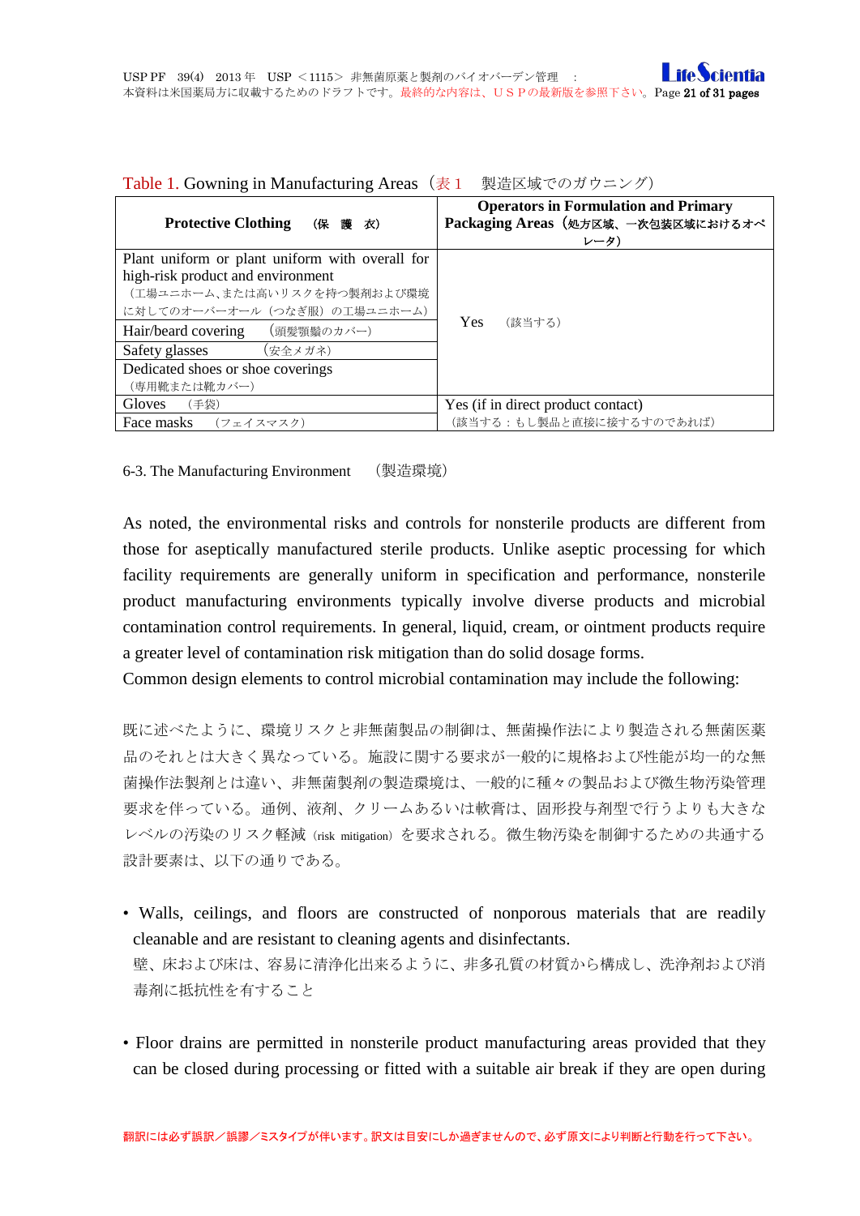Table 1. Gowning in Manufacturing Areas（表 1　製造区域でのガウニング）

| Protective Clothing　（保　護　衣） | Operators in Formulation and Primary Packaging Areas（処方区域、一次包装区域におけるオペレータ） |
|---|---|
| Plant uniform or plant uniform with overall for high-risk product and environment（工場ユニホーム、または高いリスクを持つ製剤および環境に対してのオーバーオール（つなぎ服）の工場ユニホーム） | Yes　（該当する） |
| Hair/beard covering　（頭髪顎鬚のカバー） | Yes　（該当する） |
| Safety glasses　（安全メガネ） | Yes　（該当する） |
| Dedicated shoes or shoe coverings（専用靴または靴カバー） | Yes　（該当する） |
| Gloves　（手袋） | Yes (if in direct product contact)（該当する：もし製品と直接に接するすのであれば） |
| Face masks　（フェイスマスク） | Yes (if in direct product contact)（該当する：もし製品と直接に接するすのであれば） |

6-3. The Manufacturing Environment　（製造環境）

As noted, the environmental risks and controls for nonsterile products are different from those for aseptically manufactured sterile products. Unlike aseptic processing for which facility requirements are generally uniform in specification and performance, nonsterile product manufacturing environments typically involve diverse products and microbial contamination control requirements. In general, liquid, cream, or ointment products require a greater level of contamination risk mitigation than do solid dosage forms.
Common design elements to control microbial contamination may include the following:

既に述べたように、環境リスクと非無菌製品の制御は、無菌操作法により製造される無菌医薬品のそれとは大きく異なっている。施設に関する要求が一般的に規格および性能が均一的な無菌操作法製剤とは違い、非無菌製剤の製造環境は、一般的に種々の製品および微生物汚染管理要求を伴っている。通例、液剤、クリームあるいは軟膏は、固形投与剤型で行うよりも大きなレベルの汚染のリスク軽減（risk mitigation）を要求される。微生物汚染を制御するための共通する設計要素は、以下の通りである。

- Walls, ceilings, and floors are constructed of nonporous materials that are readily cleanable and are resistant to cleaning agents and disinfectants.
  壁、床および床は、容易に清浄化出来るように、非多孔質の材質から構成し、洗浄剤および消毒剤に抵抗性を有すること

- Floor drains are permitted in nonsterile product manufacturing areas provided that they can be closed during processing or fitted with a suitable air break if they are open during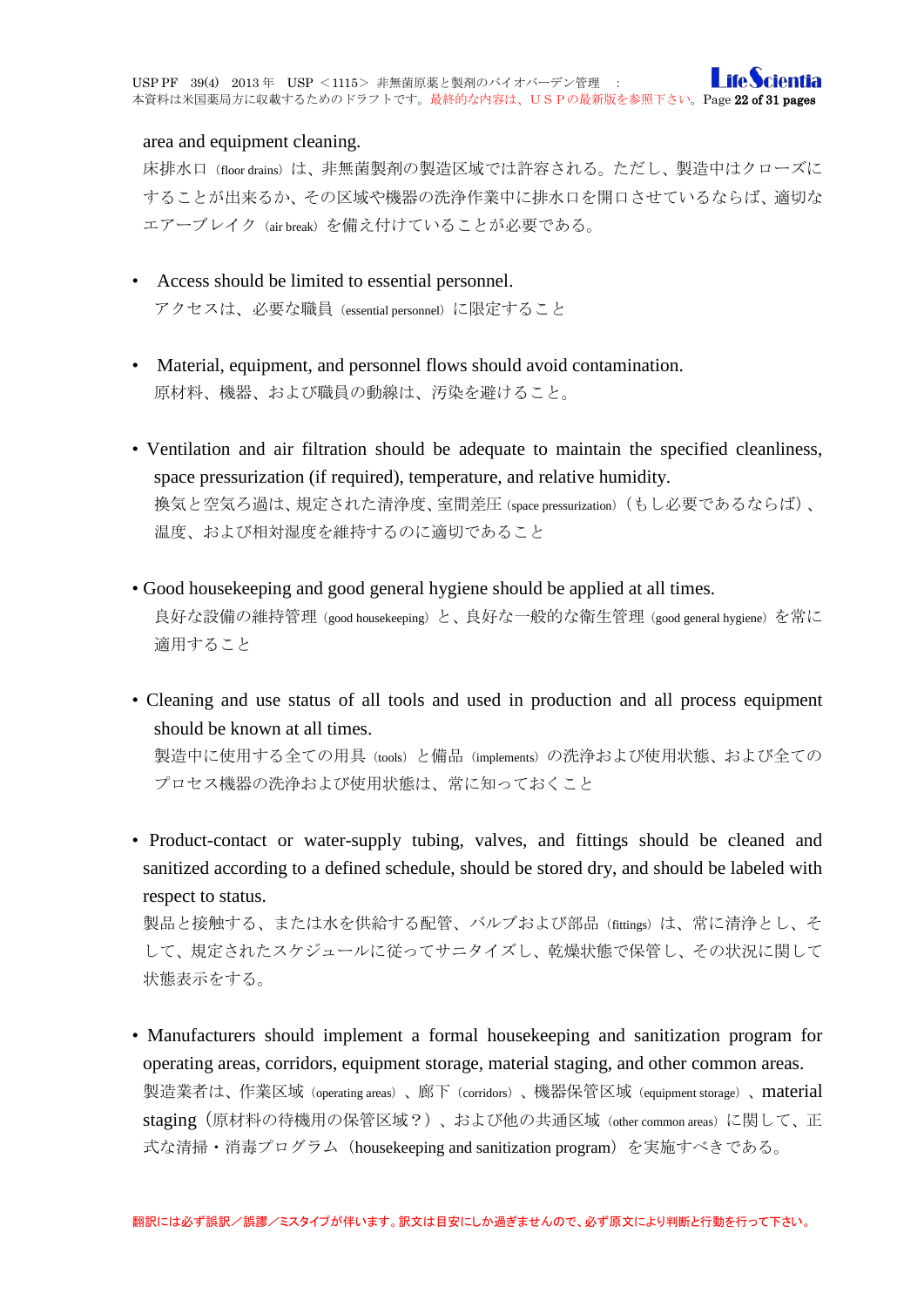area and equipment cleaning.

床排水口（floor drains）は、非無菌製剤の製造区域では許容される。ただし、製造中はクローズにすることが出来るか、その区域や機器の洗浄作業中に排水口を開口させているならば、適切なエアーブレイク（air break）を備え付けていることが必要である。

- Access should be limited to essential personnel.
  アクセスは、必要な職員（essential personnel）に限定すること

- Material, equipment, and personnel flows should avoid contamination.
  原材料、機器、および職員の動線は、汚染を避けること。

- Ventilation and air filtration should be adequate to maintain the specified cleanliness, space pressurization (if required), temperature, and relative humidity.
  換気と空気ろ過は、規定された清浄度、室間差圧（space pressurization）（もし必要であるならば）、温度、および相対湿度を維持するのに適切であること

- Good housekeeping and good general hygiene should be applied at all times.
  良好な設備の維持管理（good housekeeping）と、良好な一般的な衛生管理（good general hygiene）を常に適用すること

- Cleaning and use status of all tools and used in production and all process equipment should be known at all times.
  製造中に使用する全ての用具（tools）と備品（implements）の洗浄および使用状態、および全てのプロセス機器の洗浄および使用状態は、常に知っておくこと

- Product-contact or water-supply tubing, valves, and fittings should be cleaned and sanitized according to a defined schedule, should be stored dry, and should be labeled with respect to status.
  製品と接触する、または水を供給する配管、バルブおよび部品（fittings）は、常に清浄とし、そして、規定されたスケジュールに従ってサニタイズし、乾燥状態で保管し、その状況に関して状態表示をする。

- Manufacturers should implement a formal housekeeping and sanitization program for operating areas, corridors, equipment storage, material staging, and other common areas.
  製造業者は、作業区域（operating areas）、廊下（corridors）、機器保管区域（equipment storage）、material staging（原材料の待機用の保管区域？）、および他の共通区域（other common areas）に関して、正式な清掃・消毒プログラム（housekeeping and sanitization program）を実施すべきである。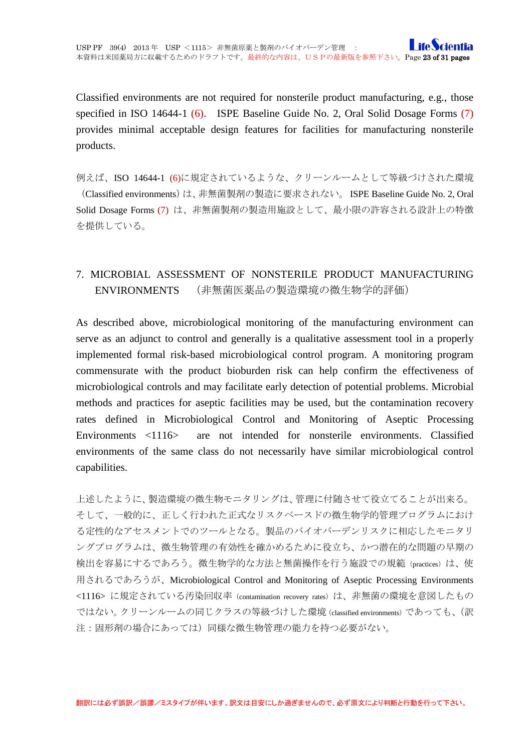Classified environments are not required for nonsterile product manufacturing, e.g., those specified in ISO 14644-1 (6). ISPE Baseline Guide No. 2, Oral Solid Dosage Forms (7) provides minimal acceptable design features for facilities for manufacturing nonsterile products.

例えば、ISO 14644-1 (6)に規定されているような、クリーンルームとして等級づけされた環境（Classified environments）は、非無菌製剤の製造に要求されない。 ISPE Baseline Guide No. 2, Oral Solid Dosage Forms (7) は、非無菌製剤の製造用施設として、最小限の許容される設計上の特徴を提供している。

## 7. MICROBIAL ASSESSMENT OF NONSTERILE PRODUCT MANUFACTURING ENVIRONMENTS （非無菌医薬品の製造環境の微生物学的評価）

As described above, microbiological monitoring of the manufacturing environment can serve as an adjunct to control and generally is a qualitative assessment tool in a properly implemented formal risk-based microbiological control program. A monitoring program commensurate with the product bioburden risk can help confirm the effectiveness of microbiological controls and may facilitate early detection of potential problems. Microbial methods and practices for aseptic facilities may be used, but the contamination recovery rates defined in Microbiological Control and Monitoring of Aseptic Processing Environments <1116> are not intended for nonsterile environments. Classified environments of the same class do not necessarily have similar microbiological control capabilities.

上述したように、製造環境の微生物モニタリングは、管理に付随させて役立てることが出来る。そして、一般的に、正しく行われた正式なリスクベースドの微生物学的管理プログラムにおける定性的なアセスメントでのツールとなる。製品のバイオバーデンリスクに相応したモニタリングプログラムは、微生物管理の有効性を確かめるために役立ち、かつ潜在的な問題の早期の検出を容易にするであろう。微生物学的な方法と無菌操作を行う施設での規範（practices）は、使用されるであろうが、Microbiological Control and Monitoring of Aseptic Processing Environments <1116> に規定されている汚染回収率（contamination recovery rates）は、非無菌の環境を意図したものではない。クリーンルームの同じクラスの等級づけした環境（classified environments）であっても、（訳注：固形剤の場合にあっては）同様な微生物管理の能力を持つ必要がない。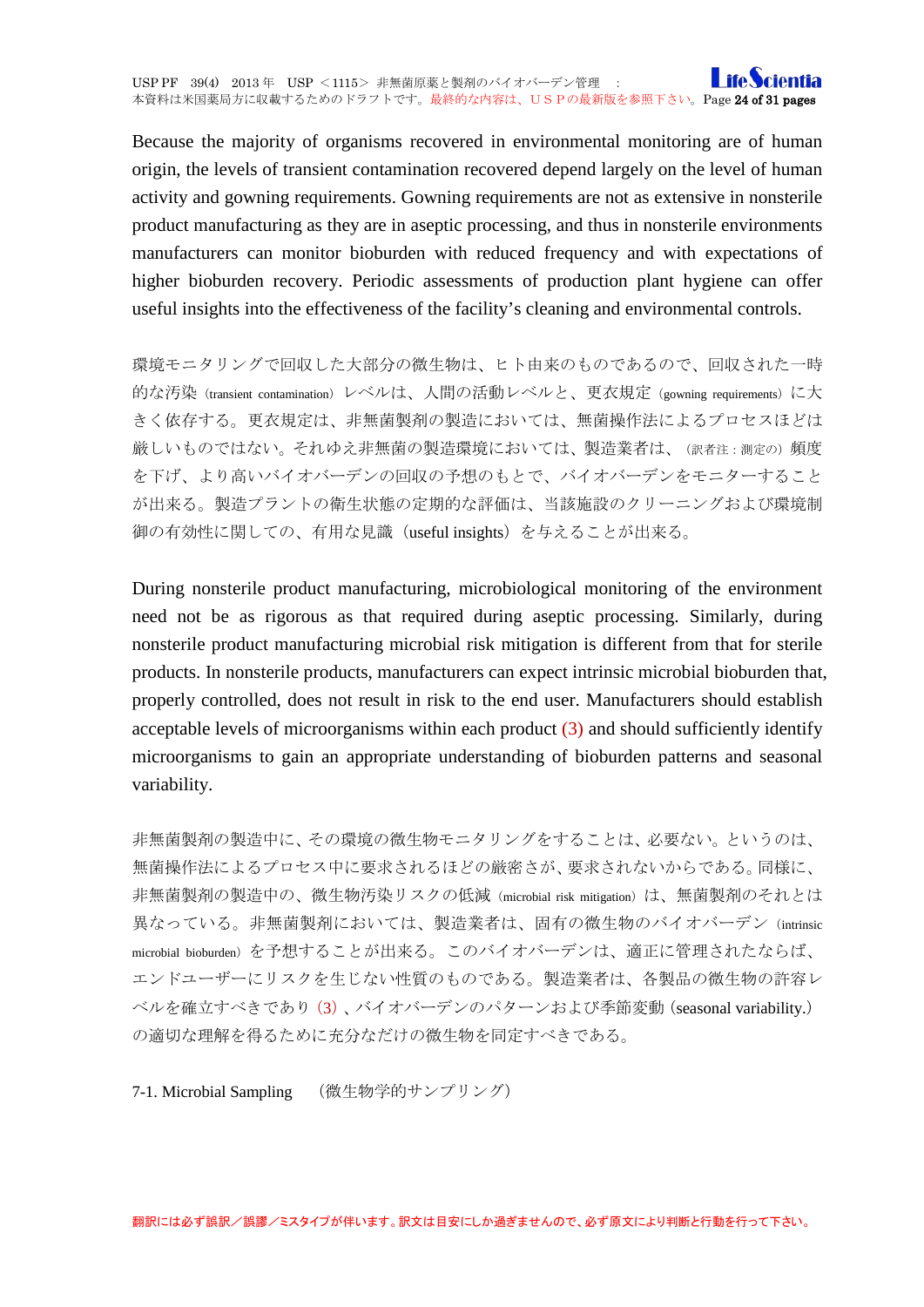Because the majority of organisms recovered in environmental monitoring are of human origin, the levels of transient contamination recovered depend largely on the level of human activity and gowning requirements. Gowning requirements are not as extensive in nonsterile product manufacturing as they are in aseptic processing, and thus in nonsterile environments manufacturers can monitor bioburden with reduced frequency and with expectations of higher bioburden recovery. Periodic assessments of production plant hygiene can offer useful insights into the effectiveness of the facility's cleaning and environmental controls.

環境モニタリングで回収した大部分の微生物は、ヒト由来のものであるので、回収された一時的な汚染（transient contamination）レベルは、人間の活動レベルと、更衣規定（gowning requirements）に大きく依存する。更衣規定は、非無菌製剤の製造においては、無菌操作法によるプロセスほどは厳しいものではない。それゆえ非無菌の製造環境においては、製造業者は、（訳者注：測定の）頻度を下げ、より高いバイオバーデンの回収の予想のもとで、バイオバーデンをモニターすることが出来る。製造プラントの衛生状態の定期的な評価は、当該施設のクリーニングおよび環境制御の有効性に関しての、有用な見識（useful insights）を与えることが出来る。

During nonsterile product manufacturing, microbiological monitoring of the environment need not be as rigorous as that required during aseptic processing. Similarly, during nonsterile product manufacturing microbial risk mitigation is different from that for sterile products. In nonsterile products, manufacturers can expect intrinsic microbial bioburden that, properly controlled, does not result in risk to the end user. Manufacturers should establish acceptable levels of microorganisms within each product (3) and should sufficiently identify microorganisms to gain an appropriate understanding of bioburden patterns and seasonal variability.

非無菌製剤の製造中に、その環境の微生物モニタリングをすることは、必要ない。というのは、無菌操作法によるプロセス中に要求されるほどの厳密さが、要求されないからである。同様に、非無菌製剤の製造中の、微生物汚染リスクの低減（microbial risk mitigation）は、無菌製剤のそれとは異なっている。非無菌製剤においては、製造業者は、固有の微生物のバイオバーデン（intrinsic microbial bioburden）を予想することが出来る。このバイオバーデンは、適正に管理されたならば、エンドユーザーにリスクを生じない性質のものである。製造業者は、各製品の微生物の許容レベルを確立すべきであり（3）、バイオバーデンのパターンおよび季節変動（seasonal variability.）の適切な理解を得るために充分なだけの微生物を同定すべきである。

## 7-1. Microbial Sampling　（微生物学的サンプリング）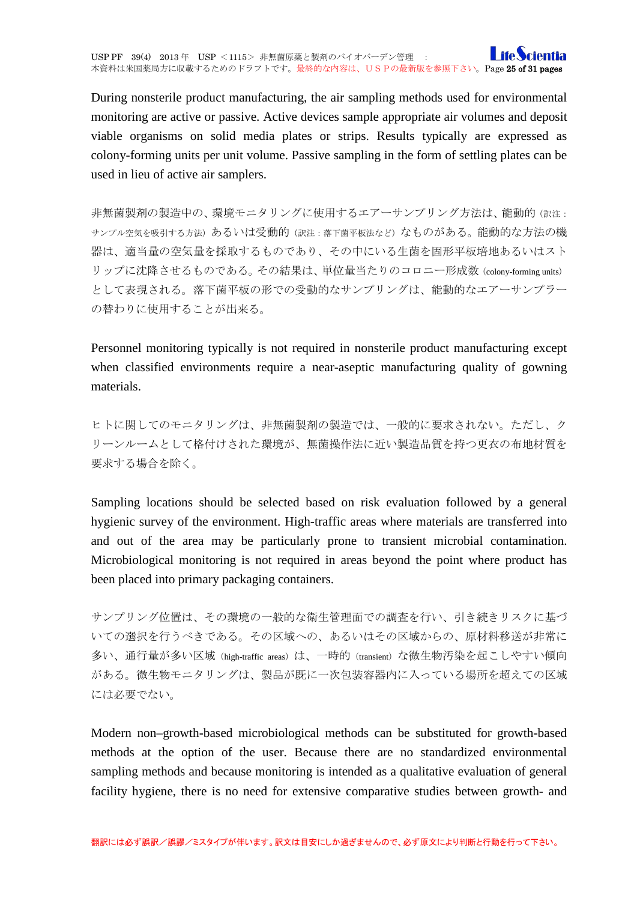During nonsterile product manufacturing, the air sampling methods used for environmental monitoring are active or passive. Active devices sample appropriate air volumes and deposit viable organisms on solid media plates or strips. Results typically are expressed as colony-forming units per unit volume. Passive sampling in the form of settling plates can be used in lieu of active air samplers.

非無菌製剤の製造中の、環境モニタリングに使用するエアーサンプリング方法は、能動的（訳注：サンプル空気を吸引する方法）あるいは受動的（訳注：落下菌平板法など）なものがある。能動的な方法の機器は、適当量の空気量を採取するものであり、その中にいる生菌を固形平板培地あるいはストリップに沈降させるものである。その結果は、単位量当たりのコロニー形成数（colony-forming units）として表現される。落下菌平板の形での受動的なサンプリングは、能動的なエアーサンプラーの替わりに使用することが出来る。

Personnel monitoring typically is not required in nonsterile product manufacturing except when classified environments require a near-aseptic manufacturing quality of gowning materials.

ヒトに関してのモニタリングは、非無菌製剤の製造では、一般的に要求されない。ただし、クリーンルームとして格付けされた環境が、無菌操作法に近い製造品質を持つ更衣の布地材質を要求する場合を除く。

Sampling locations should be selected based on risk evaluation followed by a general hygienic survey of the environment. High-traffic areas where materials are transferred into and out of the area may be particularly prone to transient microbial contamination. Microbiological monitoring is not required in areas beyond the point where product has been placed into primary packaging containers.

サンプリング位置は、その環境の一般的な衛生管理面での調査を行い、引き続きリスクに基づいての選択を行うべきである。その区域への、あるいはその区域からの、原材料移送が非常に多い、通行量が多い区域（high-traffic areas）は、一時的（transient）な微生物汚染を起こしやすい傾向がある。微生物モニタリングは、製品が既に一次包装容器内に入っている場所を超えての区域には必要でない。

Modern non–growth-based microbiological methods can be substituted for growth-based methods at the option of the user. Because there are no standardized environmental sampling methods and because monitoring is intended as a qualitative evaluation of general facility hygiene, there is no need for extensive comparative studies between growth- and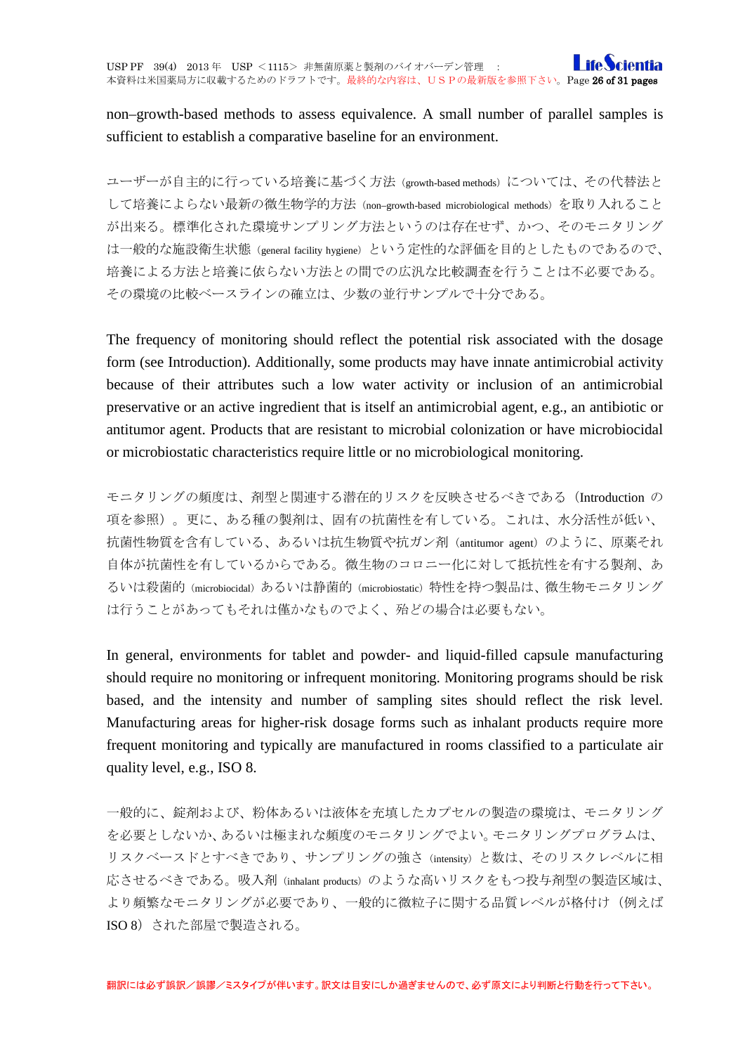non–growth-based methods to assess equivalence. A small number of parallel samples is sufficient to establish a comparative baseline for an environment.

ユーザーが自主的に行っている培養に基づく方法（growth-based methods）については、その代替法として培養によらない最新の微生物学的方法（non–growth-based microbiological methods）を取り入れることが出来る。標準化された環境サンプリング方法というのは存在せず、かつ、そのモニタリングは一般的な施設衛生状態（general facility hygiene）という定性的な評価を目的としたものであるので、培養による方法と培養に依らない方法との間での広汎な比較調査を行うことは不必要である。その環境の比較ベースラインの確立は、少数の並行サンプルで十分である。

The frequency of monitoring should reflect the potential risk associated with the dosage form (see Introduction). Additionally, some products may have innate antimicrobial activity because of their attributes such a low water activity or inclusion of an antimicrobial preservative or an active ingredient that is itself an antimicrobial agent, e.g., an antibiotic or antitumor agent. Products that are resistant to microbial colonization or have microbiocidal or microbiostatic characteristics require little or no microbiological monitoring.

モニタリングの頻度は、剤型と関連する潜在的リスクを反映させるべきである（Introduction の項を参照）。更に、ある種の製剤は、固有の抗菌性を有している。これは、水分活性が低い、抗菌性物質を含有している、あるいは抗生物質や抗ガン剤（antitumor agent）のように、原薬それ自体が抗菌性を有しているからである。微生物のコロニー化に対して抵抗性を有する製剤、あるいは殺菌的（microbiocidal）あるいは静菌的（microbiostatic）特性を持つ製品は、微生物モニタリングは行うことがあってもそれは僅かなものでよく、殆どの場合は必要もない。

In general, environments for tablet and powder- and liquid-filled capsule manufacturing should require no monitoring or infrequent monitoring. Monitoring programs should be risk based, and the intensity and number of sampling sites should reflect the risk level. Manufacturing areas for higher-risk dosage forms such as inhalant products require more frequent monitoring and typically are manufactured in rooms classified to a particulate air quality level, e.g., ISO 8.

一般的に、錠剤および、粉体あるいは液体を充填したカプセルの製造の環境は、モニタリングを必要としないか、あるいは極まれな頻度のモニタリングでよい。モニタリングプログラムは、リスクベースドとすべきであり、サンプリングの強さ（intensity）と数は、そのリスクレベルに相応させるべきである。吸入剤（inhalant products）のような高いリスクをもつ投与剤型の製造区域は、より頻繁なモニタリングが必要であり、一般的に微粒子に関する品質レベルが格付け（例えば ISO 8）された部屋で製造される。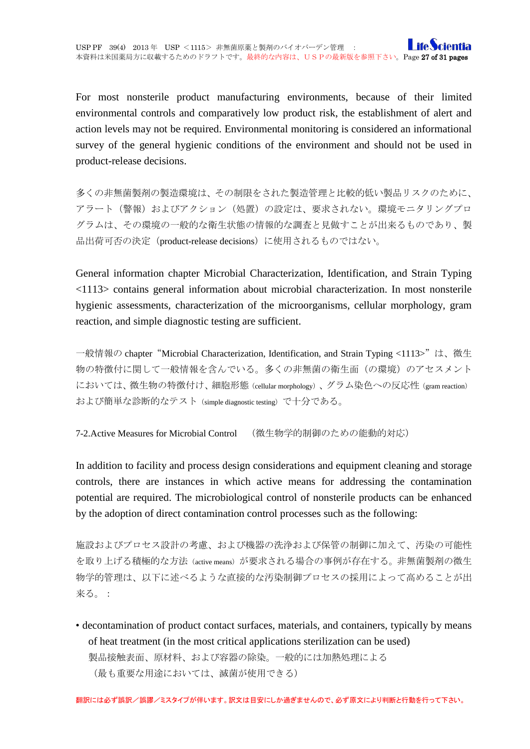For most nonsterile product manufacturing environments, because of their limited environmental controls and comparatively low product risk, the establishment of alert and action levels may not be required. Environmental monitoring is considered an informational survey of the general hygienic conditions of the environment and should not be used in product-release decisions.

多くの非無菌製剤の製造環境は、その制限をされた製造管理と比較的低い製品リスクのために、アラート（警報）およびアクション（処置）の設定は、要求されない。環境モニタリングプログラムは、その環境の一般的な衛生状態の情報的な調査と見做すことが出来るものであり、製品出荷可否の決定（product-release decisions）に使用されるものではない。

General information chapter Microbial Characterization, Identification, and Strain Typing <1113> contains general information about microbial characterization. In most nonsterile hygienic assessments, characterization of the microorganisms, cellular morphology, gram reaction, and simple diagnostic testing are sufficient.

一般情報の chapter“Microbial Characterization, Identification, and Strain Typing <1113>”は、微生物の特徴付に関して一般情報を含んでいる。多くの非無菌の衛生面（の環境）のアセスメントにおいては、微生物の特徴付け、細胞形態（cellular morphology）、グラム染色への反応性（gram reaction）および簡単な診断的なテスト（simple diagnostic testing）で十分である。

7-2.Active Measures for Microbial Control　（微生物学的制御のための能動的対応）

In addition to facility and process design considerations and equipment cleaning and storage controls, there are instances in which active means for addressing the contamination potential are required. The microbiological control of nonsterile products can be enhanced by the adoption of direct contamination control processes such as the following:

施設およびプロセス設計の考慮、および機器の洗浄および保管の制御に加えて、汚染の可能性を取り上げる積極的な方法（active means）が要求される場合の事例が存在する。非無菌製剤の微生物学的管理は、以下に述べるような直接的な汚染制御プロセスの採用によって高めることが出来る。：

- decontamination of product contact surfaces, materials, and containers, typically by means of heat treatment (in the most critical applications sterilization can be used)
  製品接触表面、原材料、および容器の除染。一般的には加熱処理による
  （最も重要な用途においては、滅菌が使用できる）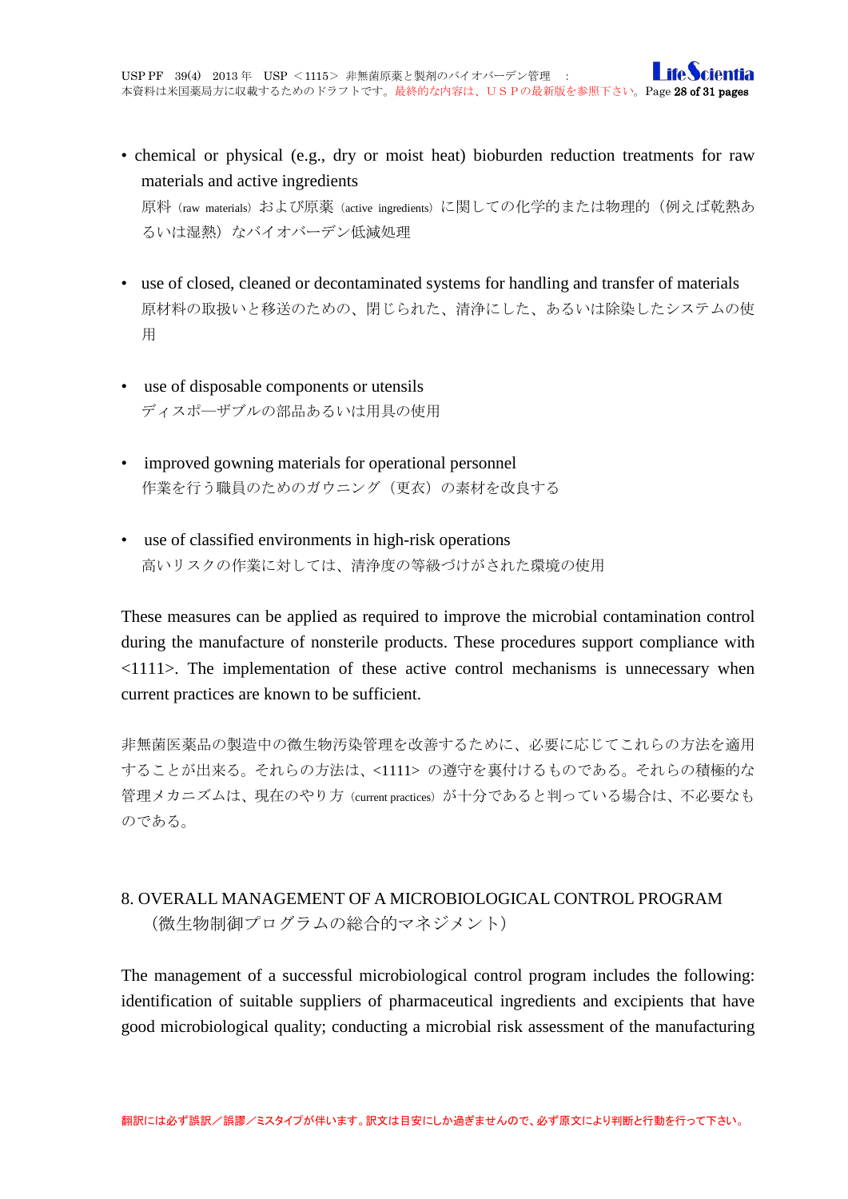- chemical or physical (e.g., dry or moist heat) bioburden reduction treatments for raw materials and active ingredients
  原料（raw materials）および原薬（active ingredients）に関しての化学的または物理的（例えば乾熱あるいは湿熱）なバイオバーデン低減処理

- use of closed, cleaned or decontaminated systems for handling and transfer of materials
  原材料の取扱いと移送のための、閉じられた、清浄にした、あるいは除染したシステムの使用

- use of disposable components or utensils
  ディスポ―ザブルの部品あるいは用具の使用

- improved gowning materials for operational personnel
  作業を行う職員のためのガウニング（更衣）の素材を改良する

- use of classified environments in high-risk operations
  高いリスクの作業に対しては、清浄度の等級づけがされた環境の使用

These measures can be applied as required to improve the microbial contamination control during the manufacture of nonsterile products. These procedures support compliance with <1111>. The implementation of these active control mechanisms is unnecessary when current practices are known to be sufficient.

非無菌医薬品の製造中の微生物汚染管理を改善するために、必要に応じてこれらの方法を適用することが出来る。それらの方法は、<1111> の遵守を裏付けるものである。それらの積極的な管理メカニズムは、現在のやり方（current practices）が十分であると判っている場合は、不必要なものである。

## 8. OVERALL MANAGEMENT OF A MICROBIOLOGICAL CONTROL PROGRAM（微生物制御プログラムの総合的マネジメント）

The management of a successful microbiological control program includes the following: identification of suitable suppliers of pharmaceutical ingredients and excipients that have good microbiological quality; conducting a microbial risk assessment of the manufacturing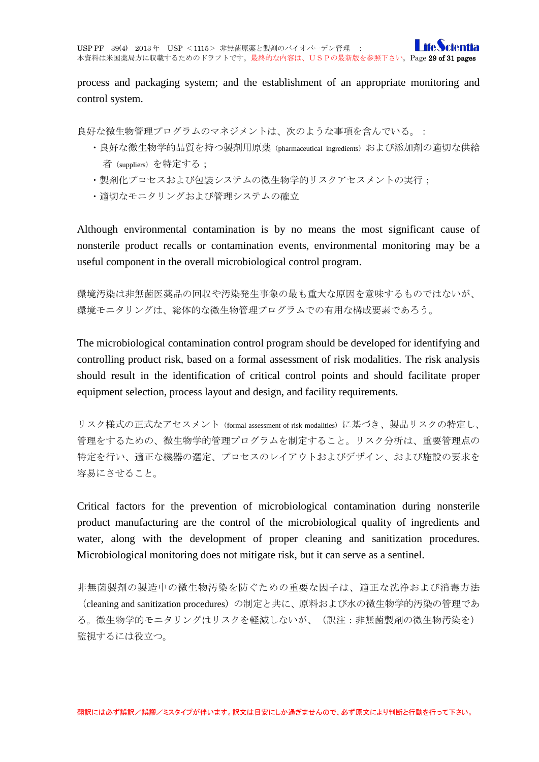process and packaging system; and the establishment of an appropriate monitoring and control system.

良好な微生物管理プログラムのマネジメントは、次のような事項を含んでいる。：

- 良好な微生物学的品質を持つ製剤用原薬（pharmaceutical ingredients）および添加剤の適切な供給者（suppliers）を特定する；
- 製剤化プロセスおよび包装システムの微生物学的リスクアセスメントの実行；
- 適切なモニタリングおよび管理システムの確立

Although environmental contamination is by no means the most significant cause of nonsterile product recalls or contamination events, environmental monitoring may be a useful component in the overall microbiological control program.

環境汚染は非無菌医薬品の回収や汚染発生事象の最も重大な原因を意味するものではないが、環境モニタリングは、総体的な微生物管理プログラムでの有用な構成要素であろう。

The microbiological contamination control program should be developed for identifying and controlling product risk, based on a formal assessment of risk modalities. The risk analysis should result in the identification of critical control points and should facilitate proper equipment selection, process layout and design, and facility requirements.

リスク様式の正式なアセスメント（formal assessment of risk modalities）に基づき、製品リスクの特定し、管理をするための、微生物学的管理プログラムを制定すること。リスク分析は、重要管理点の特定を行い、適正な機器の選定、プロセスのレイアウトおよびデザイン、および施設の要求を容易にさせること。

Critical factors for the prevention of microbiological contamination during nonsterile product manufacturing are the control of the microbiological quality of ingredients and water, along with the development of proper cleaning and sanitization procedures. Microbiological monitoring does not mitigate risk, but it can serve as a sentinel.

非無菌製剤の製造中の微生物汚染を防ぐための重要な因子は、適正な洗浄および消毒方法（cleaning and sanitization procedures）の制定と共に、原料および水の微生物学的汚染の管理である。微生物学的モニタリングはリスクを軽減しないが、（訳注：非無菌製剤の微生物汚染を）監視するには役立つ。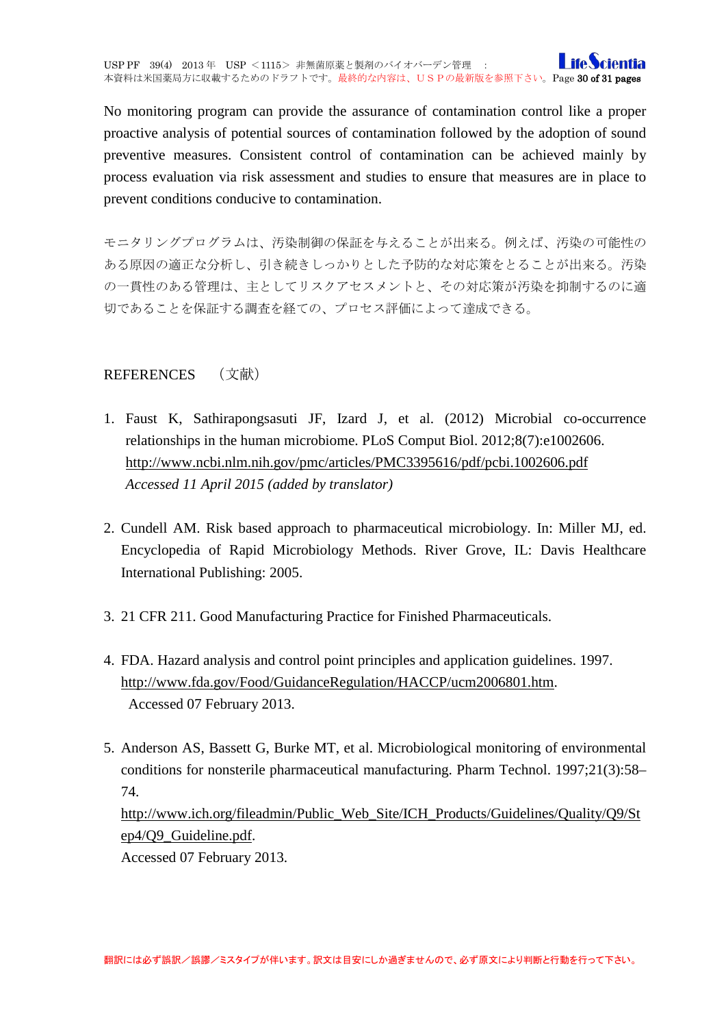No monitoring program can provide the assurance of contamination control like a proper proactive analysis of potential sources of contamination followed by the adoption of sound preventive measures. Consistent control of contamination can be achieved mainly by process evaluation via risk assessment and studies to ensure that measures are in place to prevent conditions conducive to contamination.

モニタリングプログラムは、汚染制御の保証を与えることが出来る。例えば、汚染の可能性のある原因の適正な分析し、引き続きしっかりとした予防的な対応策をとることが出来る。汚染の一貫性のある管理は、主としてリスクアセスメントと、その対応策が汚染を抑制するのに適切であることを保証する調査を経ての、プロセス評価によって達成できる。

## REFERENCES （文献）

1. Faust K, Sathirapongsasuti JF, Izard J, et al. (2012) Microbial co-occurrence relationships in the human microbiome. PLoS Comput Biol. 2012;8(7):e1002606.
   http://www.ncbi.nlm.nih.gov/pmc/articles/PMC3395616/pdf/pcbi.1002606.pdf
   *Accessed 11 April 2015 (added by translator)*

2. Cundell AM. Risk based approach to pharmaceutical microbiology. In: Miller MJ, ed. Encyclopedia of Rapid Microbiology Methods. River Grove, IL: Davis Healthcare International Publishing: 2005.

3. 21 CFR 211. Good Manufacturing Practice for Finished Pharmaceuticals.

4. FDA. Hazard analysis and control point principles and application guidelines. 1997.
   http://www.fda.gov/Food/GuidanceRegulation/HACCP/ucm2006801.htm.
   Accessed 07 February 2013.

5. Anderson AS, Bassett G, Burke MT, et al. Microbiological monitoring of environmental conditions for nonsterile pharmaceutical manufacturing. Pharm Technol. 1997;21(3):58–74.
   http://www.ich.org/fileadmin/Public_Web_Site/ICH_Products/Guidelines/Quality/Q9/Step4/Q9_Guideline.pdf.
   Accessed 07 February 2013.

翻訳には必ず誤訳／誤謬／ミスタイプが伴います。訳文は目安にしか過ぎませんので、必ず原文により判断と行動を行って下さい。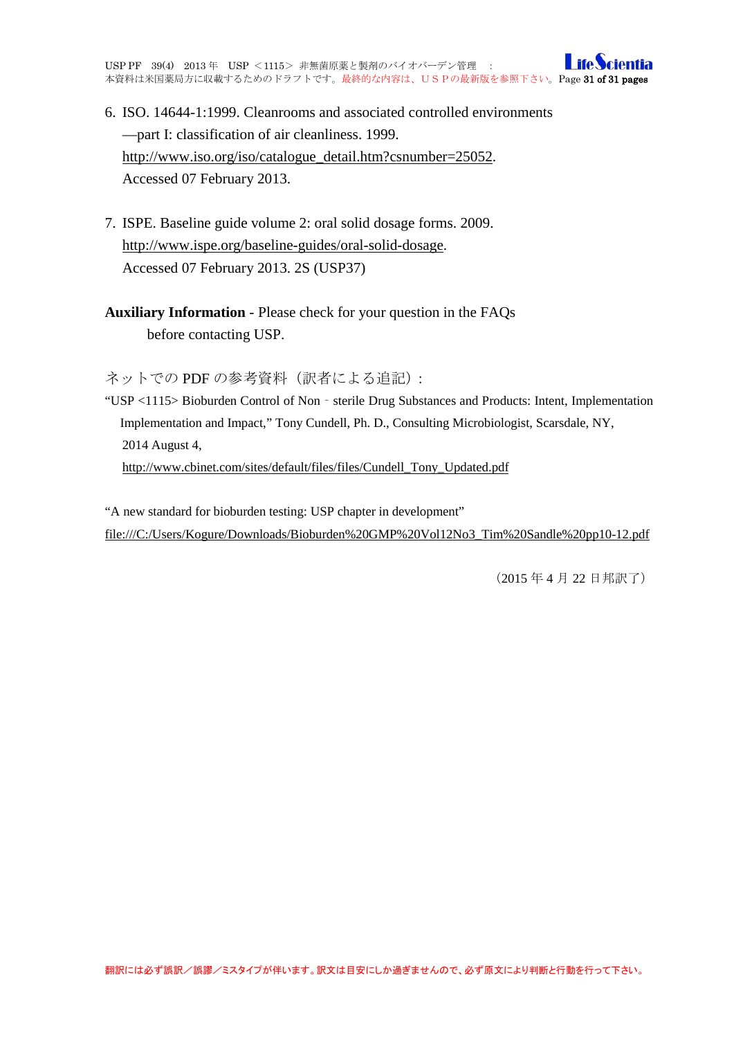6. ISO. 14644-1:1999. Cleanrooms and associated controlled environments —part I: classification of air cleanliness. 1999. http://www.iso.org/iso/catalogue_detail.htm?csnumber=25052. Accessed 07 February 2013.

7. ISPE. Baseline guide volume 2: oral solid dosage forms. 2009. http://www.ispe.org/baseline-guides/oral-solid-dosage. Accessed 07 February 2013. 2S (USP37)

**Auxiliary Information** - Please check for your question in the FAQs before contacting USP.

ネットでの PDF の参考資料（訳者による追記）:

"USP <1115> Bioburden Control of Non‐sterile Drug Substances and Products: Intent, Implementation Implementation and Impact," Tony Cundell, Ph. D., Consulting Microbiologist, Scarsdale, NY, 2014 August 4,
http://www.cbinet.com/sites/default/files/files/Cundell_Tony_Updated.pdf

"A new standard for bioburden testing: USP chapter in development"
file:///C:/Users/Kogure/Downloads/Bioburden%20GMP%20Vol12No3_Tim%20Sandle%20pp10-12.pdf

（2015 年 4 月 22 日邦訳了）